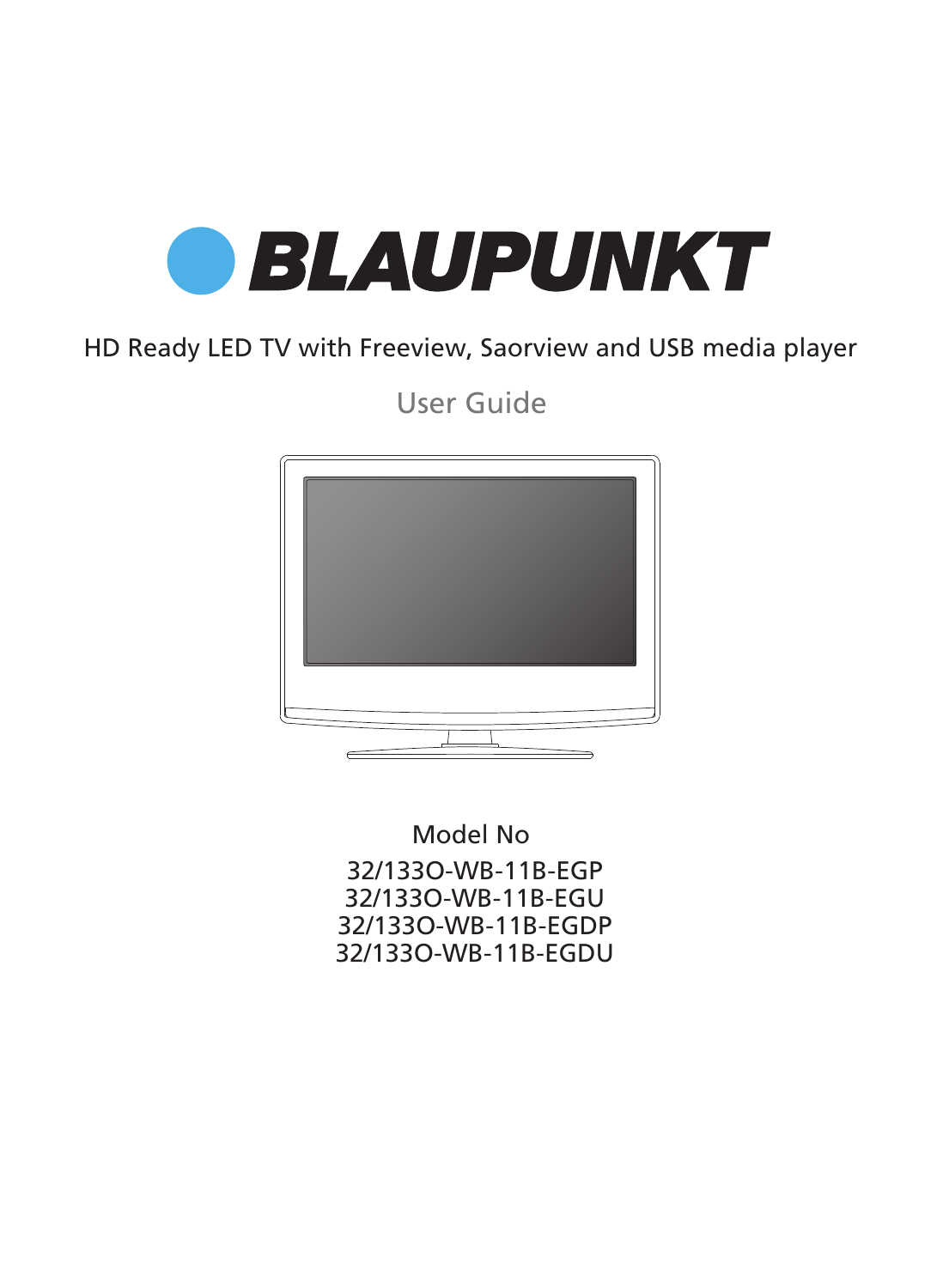# BLAUPUNKT

HD Ready LED TV with Freeview, Saorview and USB media player

## User Guide

Model No

32/133O-WB-11B-EGP
32/133O-WB-11B-EGU
32/133O-WB-11B-EGDP
32/133O-WB-11B-EGDU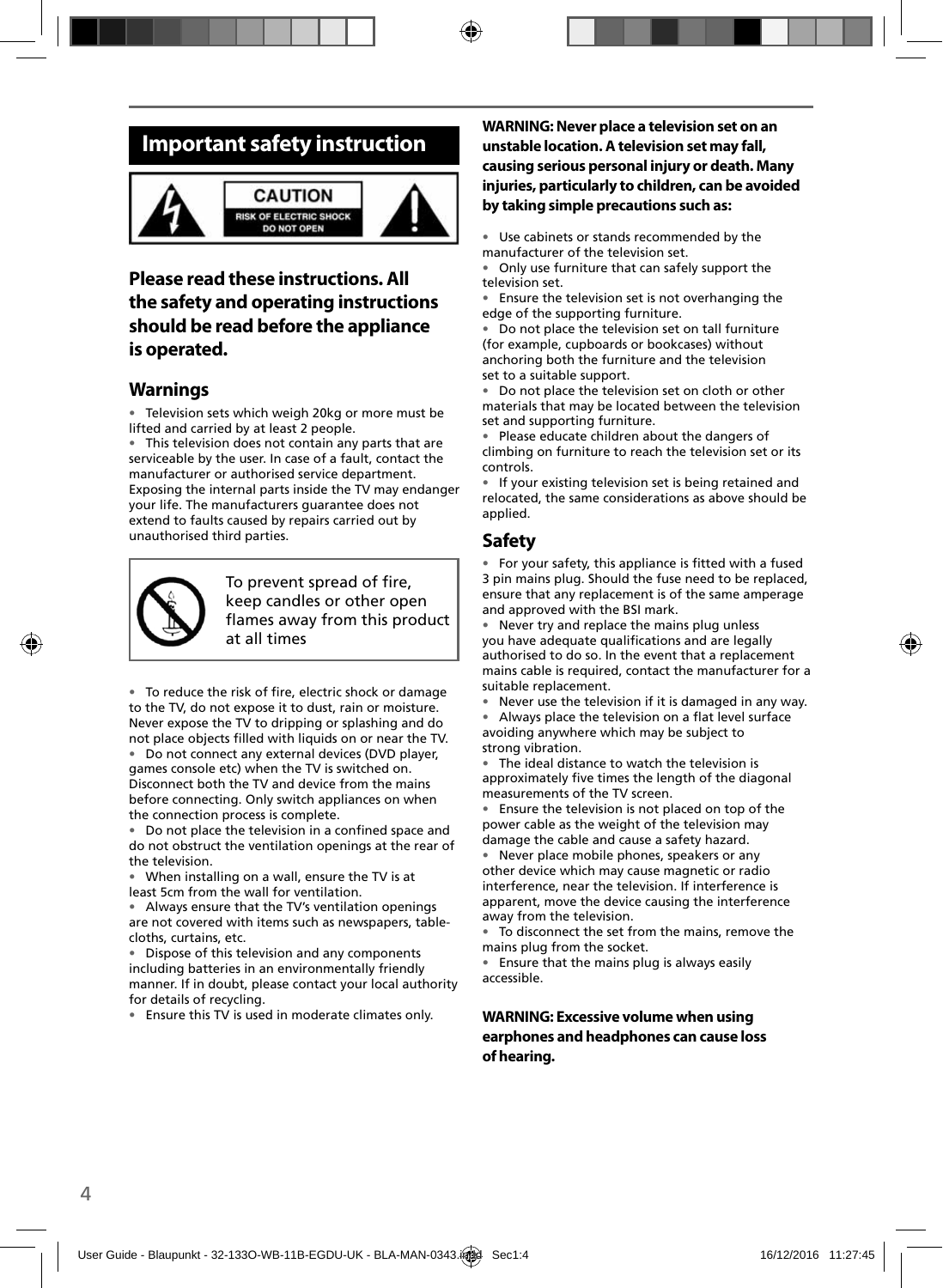# Important safety instruction

CAUTION
RISK OF ELECTRIC SHOCK
DO NOT OPEN

## Please read these instructions. All the safety and operating instructions should be read before the appliance is operated.

### Warnings

- Television sets which weigh 20kg or more must be lifted and carried by at least 2 people.
- This television does not contain any parts that are serviceable by the user. In case of a fault, contact the manufacturer or authorised service department. Exposing the internal parts inside the TV may endanger your life. The manufacturers guarantee does not extend to faults caused by repairs carried out by unauthorised third parties.

To prevent spread of fire, keep candles or other open flames away from this product at all times

- To reduce the risk of fire, electric shock or damage to the TV, do not expose it to dust, rain or moisture. Never expose the TV to dripping or splashing and do not place objects filled with liquids on or near the TV.
- Do not connect any external devices (DVD player, games console etc) when the TV is switched on. Disconnect both the TV and device from the mains before connecting. Only switch appliances on when the connection process is complete.
- Do not place the television in a confined space and do not obstruct the ventilation openings at the rear of the television.
- When installing on a wall, ensure the TV is at least 5cm from the wall for ventilation.
- Always ensure that the TV's ventilation openings are not covered with items such as newspapers, table-cloths, curtains, etc.
- Dispose of this television and any components including batteries in an environmentally friendly manner. If in doubt, please contact your local authority for details of recycling.
- Ensure this TV is used in moderate climates only.

**WARNING: Never place a television set on an unstable location. A television set may fall, causing serious personal injury or death. Many injuries, particularly to children, can be avoided by taking simple precautions such as:**

- Use cabinets or stands recommended by the manufacturer of the television set.
- Only use furniture that can safely support the television set.
- Ensure the television set is not overhanging the edge of the supporting furniture.
- Do not place the television set on tall furniture (for example, cupboards or bookcases) without anchoring both the furniture and the television set to a suitable support.
- Do not place the television set on cloth or other materials that may be located between the television set and supporting furniture.
- Please educate children about the dangers of climbing on furniture to reach the television set or its controls.
- If your existing television set is being retained and relocated, the same considerations as above should be applied.

### Safety

- For your safety, this appliance is fitted with a fused 3 pin mains plug. Should the fuse need to be replaced, ensure that any replacement is of the same amperage and approved with the BSI mark.
- Never try and replace the mains plug unless you have adequate qualifications and are legally authorised to do so. In the event that a replacement mains cable is required, contact the manufacturer for a suitable replacement.
- Never use the television if it is damaged in any way.
- Always place the television on a flat level surface avoiding anywhere which may be subject to strong vibration.
- The ideal distance to watch the television is approximately five times the length of the diagonal measurements of the TV screen.
- Ensure the television is not placed on top of the power cable as the weight of the television may damage the cable and cause a safety hazard.
- Never place mobile phones, speakers or any other device which may cause magnetic or radio interference, near the television. If interference is apparent, move the device causing the interference away from the television.
- To disconnect the set from the mains, remove the mains plug from the socket.
- Ensure that the mains plug is always easily accessible.

**WARNING: Excessive volume when using earphones and headphones can cause loss of hearing.**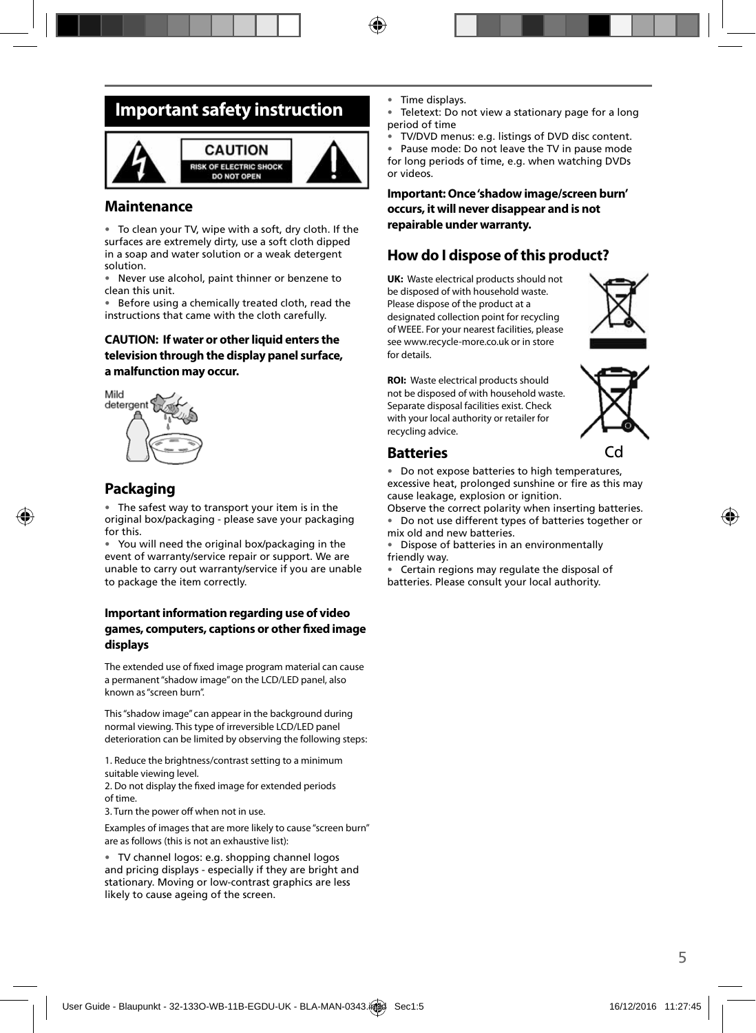# Important safety instruction

CAUTION
RISK OF ELECTRIC SHOCK
DO NOT OPEN

## Maintenance

- To clean your TV, wipe with a soft, dry cloth. If the surfaces are extremely dirty, use a soft cloth dipped in a soap and water solution or a weak detergent solution.
- Never use alcohol, paint thinner or benzene to clean this unit.
- Before using a chemically treated cloth, read the instructions that came with the cloth carefully.

**CAUTION: If water or other liquid enters the television through the display panel surface, a malfunction may occur.**

Mild detergent

## Packaging

- The safest way to transport your item is in the original box/packaging - please save your packaging for this.
- You will need the original box/packaging in the event of warranty/service repair or support. We are unable to carry out warranty/service if you are unable to package the item correctly.

### Important information regarding use of video games, computers, captions or other fixed image displays

The extended use of fixed image program material can cause a permanent "shadow image" on the LCD/LED panel, also known as "screen burn".

This "shadow image" can appear in the background during normal viewing. This type of irreversible LCD/LED panel deterioration can be limited by observing the following steps:

1. Reduce the brightness/contrast setting to a minimum suitable viewing level.
2. Do not display the fixed image for extended periods of time.
3. Turn the power off when not in use.

Examples of images that are more likely to cause "screen burn" are as follows (this is not an exhaustive list):

- TV channel logos: e.g. shopping channel logos and pricing displays - especially if they are bright and stationary. Moving or low-contrast graphics are less likely to cause ageing of the screen.
- Time displays.
- Teletext: Do not view a stationary page for a long period of time
- TV/DVD menus: e.g. listings of DVD disc content.
- Pause mode: Do not leave the TV in pause mode for long periods of time, e.g. when watching DVDs or videos.

**Important: Once 'shadow image/screen burn' occurs, it will never disappear and is not repairable under warranty.**

## How do I dispose of this product?

**UK:** Waste electrical products should not be disposed of with household waste. Please dispose of the product at a designated collection point for recycling of WEEE. For your nearest facilities, please see www.recycle-more.co.uk or in store for details.

**ROI:** Waste electrical products should not be disposed of with household waste. Separate disposal facilities exist. Check with your local authority or retailer for recycling advice.

Cd

## Batteries

- Do not expose batteries to high temperatures, excessive heat, prolonged sunshine or fire as this may cause leakage, explosion or ignition.

Observe the correct polarity when inserting batteries.

- Do not use different types of batteries together or mix old and new batteries.
- Dispose of batteries in an environmentally friendly way.
- Certain regions may regulate the disposal of batteries. Please consult your local authority.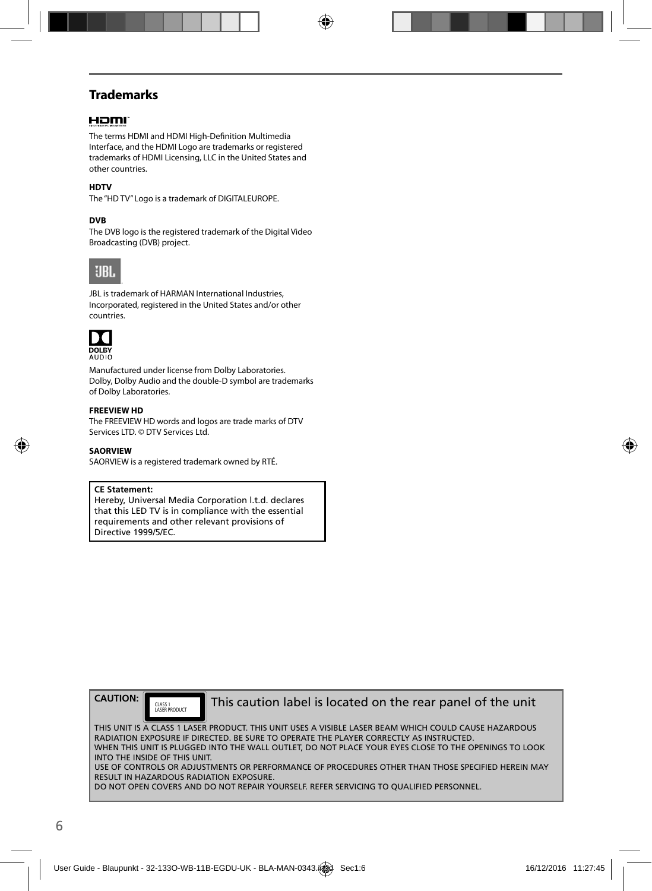## Trademarks

The terms HDMI and HDMI High-Definition Multimedia Interface, and the HDMI Logo are trademarks or registered trademarks of HDMI Licensing, LLC in the United States and other countries.

**HDTV**

The "HD TV" Logo is a trademark of DIGITALEUROPE.

**DVB**

The DVB logo is the registered trademark of the Digital Video Broadcasting (DVB) project.

JBL is trademark of HARMAN International Industries, Incorporated, registered in the United States and/or other countries.

Manufactured under license from Dolby Laboratories. Dolby, Dolby Audio and the double-D symbol are trademarks of Dolby Laboratories.

**FREEVIEW HD**

The FREEVIEW HD words and logos are trade marks of DTV Services LTD. © DTV Services Ltd.

**SAORVIEW**

SAORVIEW is a registered trademark owned by RTÉ.

**CE Statement:**
Hereby, Universal Media Corporation l.t.d. declares that this LED TV is in compliance with the essential requirements and other relevant provisions of Directive 1999/5/EC.

**CAUTION:** CLASS 1 LASER PRODUCT — This caution label is located on the rear panel of the unit

THIS UNIT IS A CLASS 1 LASER PRODUCT. THIS UNIT USES A VISIBLE LASER BEAM WHICH COULD CAUSE HAZARDOUS RADIATION EXPOSURE IF DIRECTED. BE SURE TO OPERATE THE PLAYER CORRECTLY AS INSTRUCTED.
WHEN THIS UNIT IS PLUGGED INTO THE WALL OUTLET, DO NOT PLACE YOUR EYES CLOSE TO THE OPENINGS TO LOOK INTO THE INSIDE OF THIS UNIT.
USE OF CONTROLS OR ADJUSTMENTS OR PERFORMANCE OF PROCEDURES OTHER THAN THOSE SPECIFIED HEREIN MAY RESULT IN HAZARDOUS RADIATION EXPOSURE.
DO NOT OPEN COVERS AND DO NOT REPAIR YOURSELF. REFER SERVICING TO QUALIFIED PERSONNEL.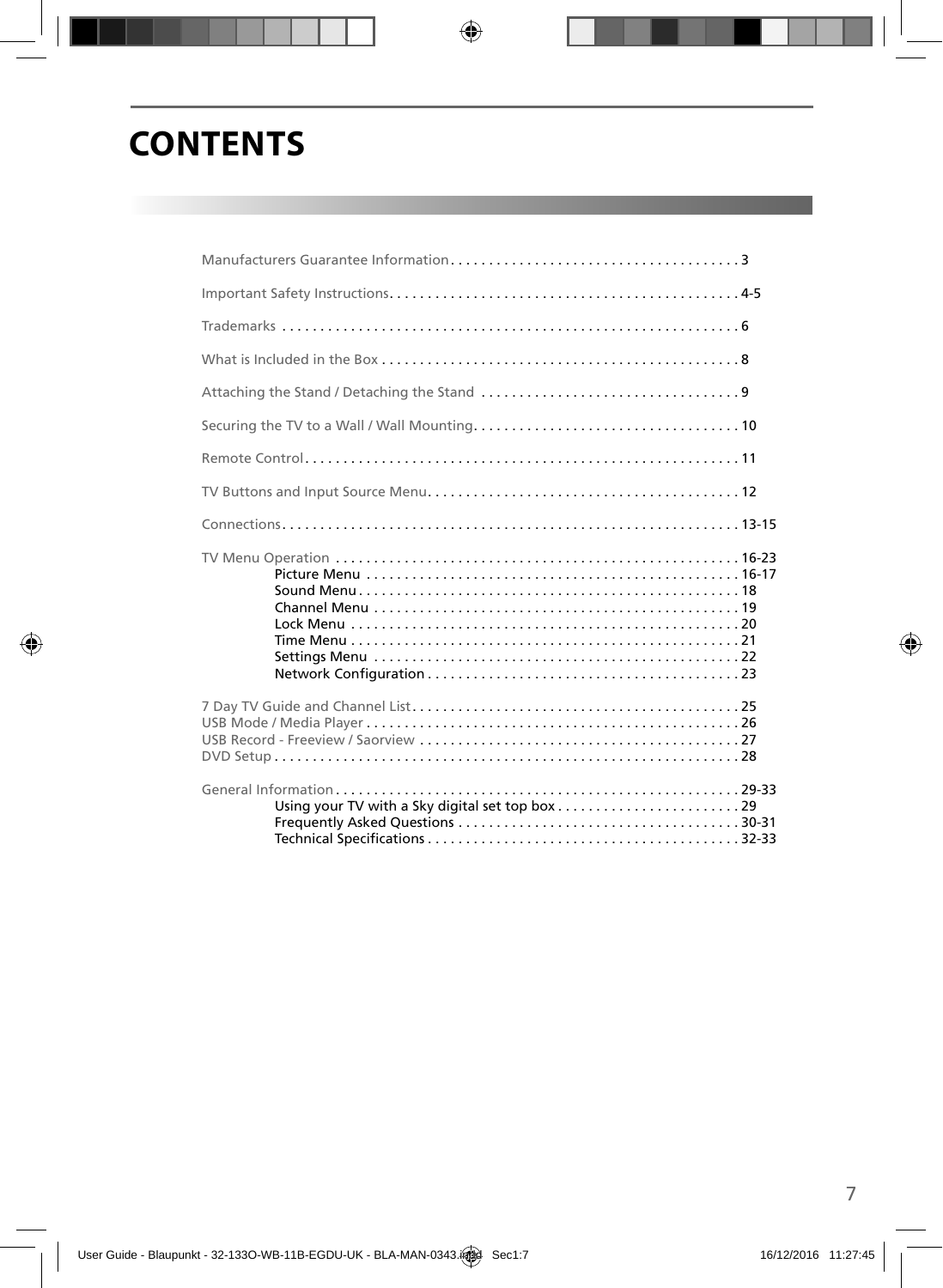# CONTENTS

Manufacturers Guarantee Information . . . . . . . . . . . . . . . . . . . . . . . . . . . . . . . . . . . . . . 3

Important Safety Instructions. . . . . . . . . . . . . . . . . . . . . . . . . . . . . . . . . . . . . . . . . . . . . 4-5

Trademarks . . . . . . . . . . . . . . . . . . . . . . . . . . . . . . . . . . . . . . . . . . . . . . . . . . . . . . . . . . . . 6

What is Included in the Box . . . . . . . . . . . . . . . . . . . . . . . . . . . . . . . . . . . . . . . . . . . . . . . 8

Attaching the Stand / Detaching the Stand . . . . . . . . . . . . . . . . . . . . . . . . . . . . . . . . . . 9

Securing the TV to a Wall / Wall Mounting. . . . . . . . . . . . . . . . . . . . . . . . . . . . . . . . . . . 10

Remote Control. . . . . . . . . . . . . . . . . . . . . . . . . . . . . . . . . . . . . . . . . . . . . . . . . . . . . . . . . 11

TV Buttons and Input Source Menu. . . . . . . . . . . . . . . . . . . . . . . . . . . . . . . . . . . . . . . . . 12

Connections. . . . . . . . . . . . . . . . . . . . . . . . . . . . . . . . . . . . . . . . . . . . . . . . . . . . . . . . . . . . 13-15

TV Menu Operation . . . . . . . . . . . . . . . . . . . . . . . . . . . . . . . . . . . . . . . . . . . . . . . . . . . . 16-23
- Picture Menu . . . . . . . . . . . . . . . . . . . . . . . . . . . . . . . . . . . . . . . . . . . . . . . . . 16-17
- Sound Menu . . . . . . . . . . . . . . . . . . . . . . . . . . . . . . . . . . . . . . . . . . . . . . . . . . 18
- Channel Menu . . . . . . . . . . . . . . . . . . . . . . . . . . . . . . . . . . . . . . . . . . . . . . . . 19
- Lock Menu . . . . . . . . . . . . . . . . . . . . . . . . . . . . . . . . . . . . . . . . . . . . . . . . . . . 20
- Time Menu . . . . . . . . . . . . . . . . . . . . . . . . . . . . . . . . . . . . . . . . . . . . . . . . . . . 21
- Settings Menu . . . . . . . . . . . . . . . . . . . . . . . . . . . . . . . . . . . . . . . . . . . . . . . . 22
- Network Configuration . . . . . . . . . . . . . . . . . . . . . . . . . . . . . . . . . . . . . . . . . 23

7 Day TV Guide and Channel List. . . . . . . . . . . . . . . . . . . . . . . . . . . . . . . . . . . . . . . . . . . 25
USB Mode / Media Player . . . . . . . . . . . . . . . . . . . . . . . . . . . . . . . . . . . . . . . . . . . . . . . . . 26
USB Record - Freeview / Saorview . . . . . . . . . . . . . . . . . . . . . . . . . . . . . . . . . . . . . . . . . . 27
DVD Setup . . . . . . . . . . . . . . . . . . . . . . . . . . . . . . . . . . . . . . . . . . . . . . . . . . . . . . . . . . . . . 28

General Information . . . . . . . . . . . . . . . . . . . . . . . . . . . . . . . . . . . . . . . . . . . . . . . . . . . . 29-33
- Using your TV with a Sky digital set top box . . . . . . . . . . . . . . . . . . . . . . . . 29
- Frequently Asked Questions . . . . . . . . . . . . . . . . . . . . . . . . . . . . . . . . . . . . . 30-31
- Technical Specifications . . . . . . . . . . . . . . . . . . . . . . . . . . . . . . . . . . . . . . . . . 32-33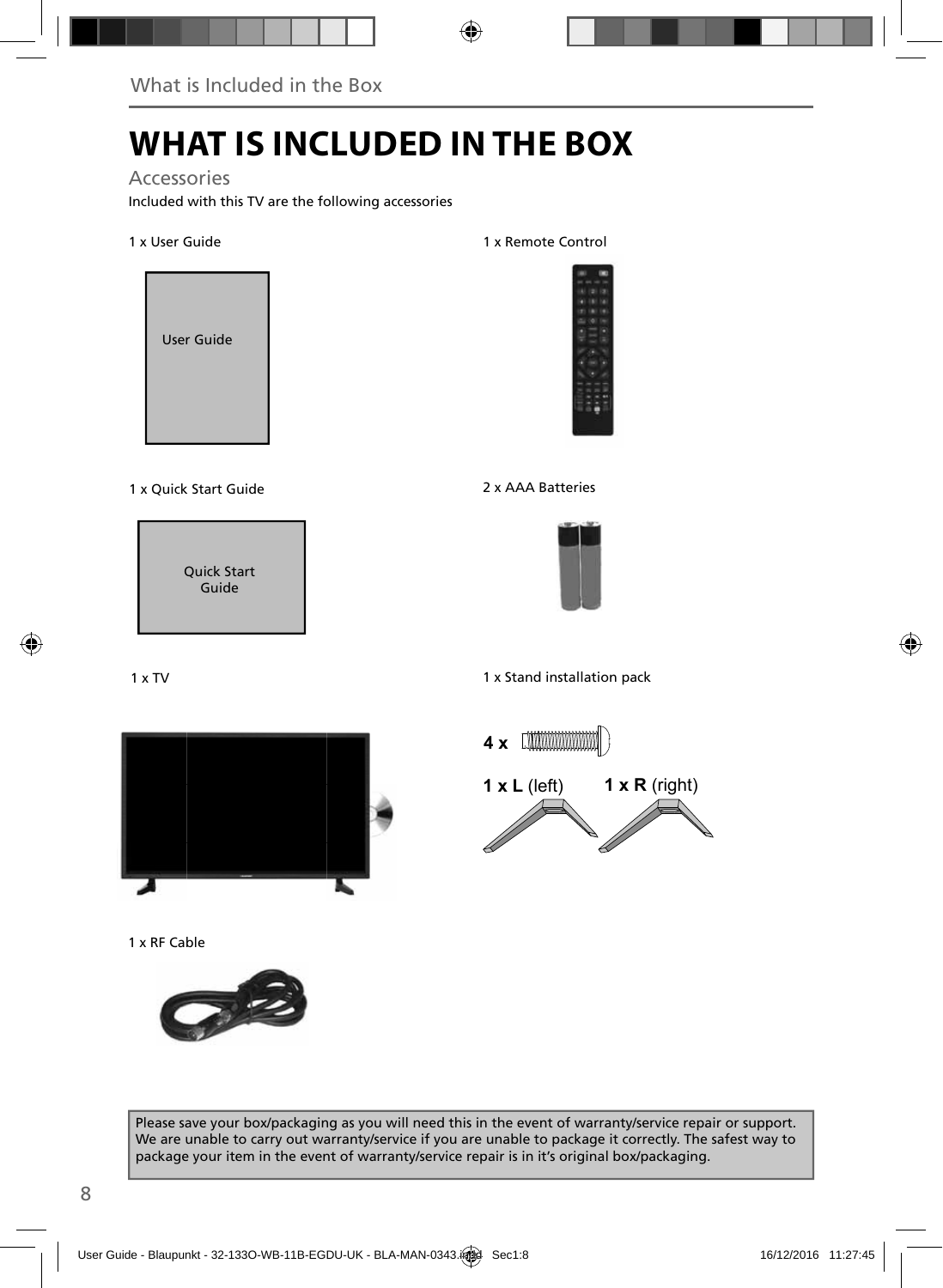# WHAT IS INCLUDED IN THE BOX

## Accessories

Included with this TV are the following accessories

1 x User Guide

User Guide

1 x Remote Control

1 x Quick Start Guide

Quick Start Guide

2 x AAA Batteries

1 x TV

1 x Stand installation pack

**4 x**

**1 x L** (left) **1 x R** (right)

1 x RF Cable

Please save your box/packaging as you will need this in the event of warranty/service repair or support. We are unable to carry out warranty/service if you are unable to package it correctly. The safest way to package your item in the event of warranty/service repair is in it's original box/packaging.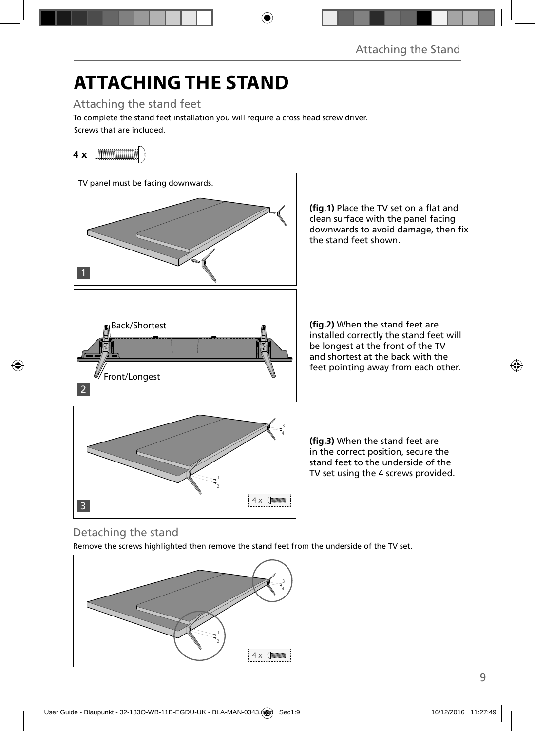# ATTACHING THE STAND

## Attaching the stand feet

To complete the stand feet installation you will require a cross head screw driver.

Screws that are included.

**4 x**

TV panel must be facing downwards.

1

**(fig.1)** Place the TV set on a flat and clean surface with the panel facing downwards to avoid damage, then fix the stand feet shown.

Back/Shortest

Front/Longest

2

**(fig.2)** When the stand feet are installed correctly the stand feet will be longest at the front of the TV and shortest at the back with the feet pointing away from each other.

3

4 x

**(fig.3)** When the stand feet are in the correct position, secure the stand feet to the underside of the TV set using the 4 screws provided.

## Detaching the stand

Remove the screws highlighted then remove the stand feet from the underside of the TV set.

4 x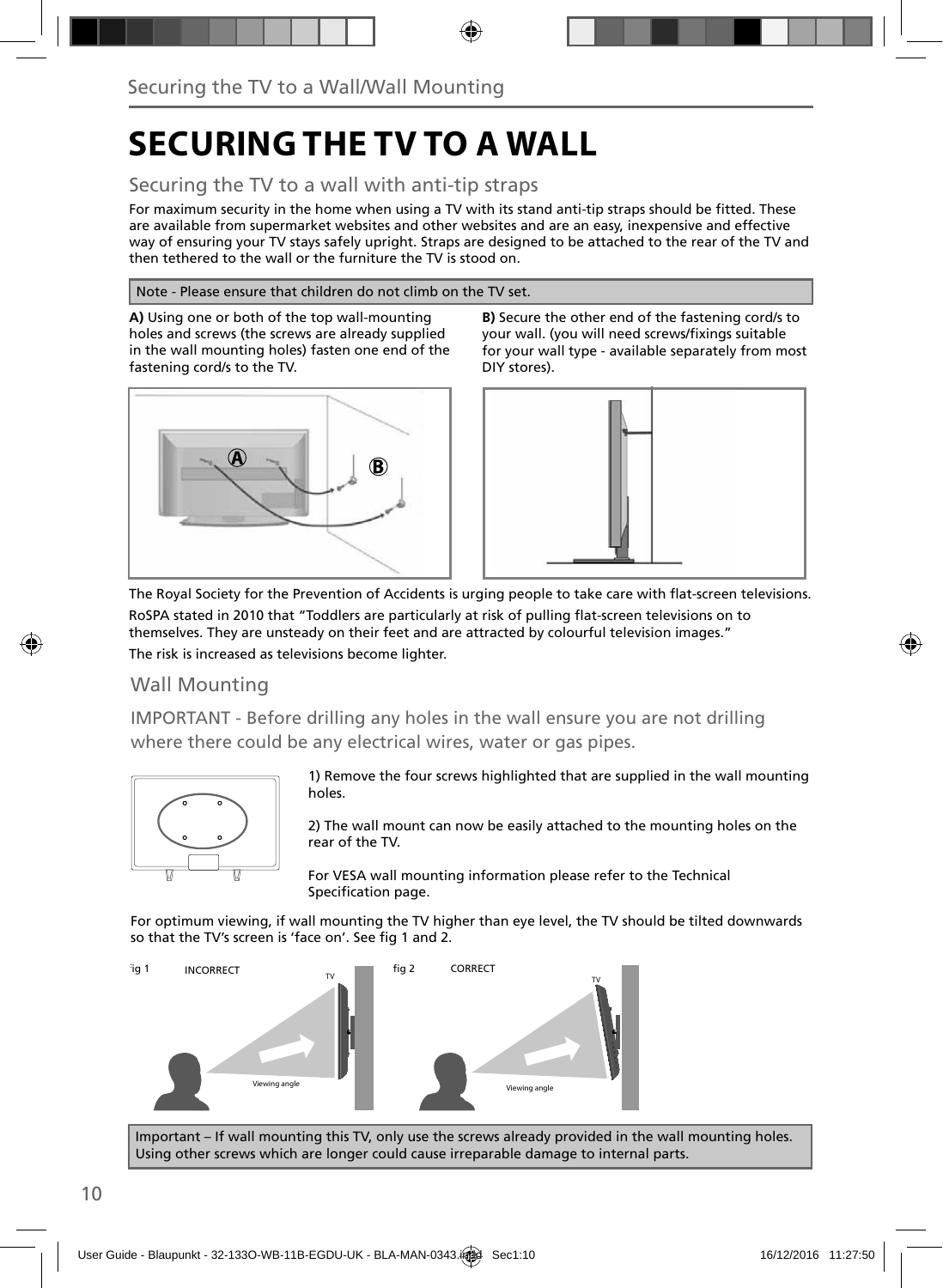# SECURING THE TV TO A WALL

## Securing the TV to a wall with anti-tip straps

For maximum security in the home when using a TV with its stand anti-tip straps should be fitted. These are available from supermarket websites and other websites and are an easy, inexpensive and effective way of ensuring your TV stays safely upright. Straps are designed to be attached to the rear of the TV and then tethered to the wall or the furniture the TV is stood on.

Note - Please ensure that children do not climb on the TV set.

**A)** Using one or both of the top wall-mounting holes and screws (the screws are already supplied in the wall mounting holes) fasten one end of the fastening cord/s to the TV.

**B)** Secure the other end of the fastening cord/s to your wall. (you will need screws/fixings suitable for your wall type - available separately from most DIY stores).

The Royal Society for the Prevention of Accidents is urging people to take care with flat-screen televisions.

RoSPA stated in 2010 that "Toddlers are particularly at risk of pulling flat-screen televisions on to themselves. They are unsteady on their feet and are attracted by colourful television images."

The risk is increased as televisions become lighter.

## Wall Mounting

IMPORTANT - Before drilling any holes in the wall ensure you are not drilling where there could be any electrical wires, water or gas pipes.

1) Remove the four screws highlighted that are supplied in the wall mounting holes.

2) The wall mount can now be easily attached to the mounting holes on the rear of the TV.

For VESA wall mounting information please refer to the Technical Specification page.

For optimum viewing, if wall mounting the TV higher than eye level, the TV should be tilted downwards so that the TV's screen is 'face on'. See fig 1 and 2.

fig 1 INCORRECT

fig 2 CORRECT

Important – If wall mounting this TV, only use the screws already provided in the wall mounting holes. Using other screws which are longer could cause irreparable damage to internal parts.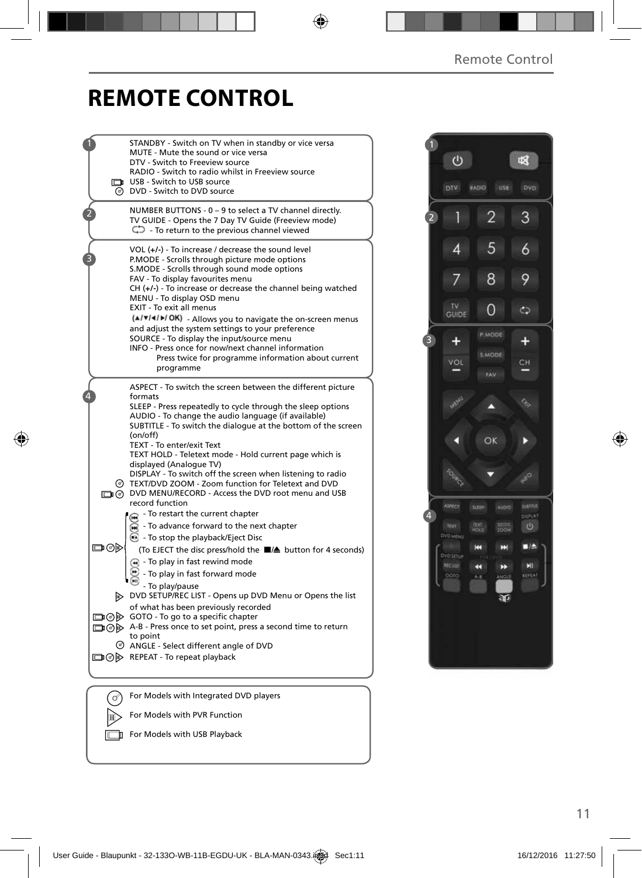# REMOTE CONTROL

**1**

- STANDBY - Switch on TV when in standby or vice versa
- MUTE - Mute the sound or vice versa
- DTV - Switch to Freeview source
- RADIO - Switch to radio whilst in Freeview source
- USB - Switch to USB source
- DVD - Switch to DVD source

**2**

- NUMBER BUTTONS - 0 – 9 to select a TV channel directly.
- TV GUIDE - Opens the 7 Day TV Guide (Freeview mode)
- ⟲ - To return to the previous channel viewed

**3**

- VOL (+/-) - To increase / decrease the sound level
- P.MODE - Scrolls through picture mode options
- S.MODE - Scrolls through sound mode options
- FAV - To display favourites menu
- CH (+/-) - To increase or decrease the channel being watched
- MENU - To display OSD menu
- EXIT - To exit all menus
- (▲/▼/◄/►/ OK) - Allows you to navigate the on-screen menus and adjust the system settings to your preference
- SOURCE - To display the input/source menu
- INFO - Press once for now/next channel information
  Press twice for programme information about current programme

**4**

- ASPECT - To switch the screen between the different picture formats
- SLEEP - Press repeatedly to cycle through the sleep options
- AUDIO - To change the audio language (if available)
- SUBTITLE - To switch the dialogue at the bottom of the screen (on/off)
- TEXT - To enter/exit Text
- TEXT HOLD - Teletext mode - Hold current page which is displayed (Analogue TV)
- DISPLAY - To switch off the screen when listening to radio
- TEXT/DVD ZOOM - Zoom function for Teletext and DVD
- DVD MENU/RECORD - Access the DVD root menu and USB record function
- ⏮ - To restart the current chapter
- ⏭ - To advance forward to the next chapter
- ■/⏏ - To stop the playback/Eject Disc
  (To EJECT the disc press/hold the ■/⏏ button for 4 seconds)
- ◄◄ - To play in fast rewind mode
- ►► - To play in fast forward mode
- ►II - To play/pause
- DVD SETUP/REC LIST - Opens up DVD Menu or Opens the list of what has been previously recorded
- GOTO - To go to a specific chapter
- A-B - Press once to set point, press a second time to return to point
- ANGLE - Select different angle of DVD
- REPEAT - To repeat playback

---

- For Models with Integrated DVD players
- For Models with PVR Function
- For Models with USB Playback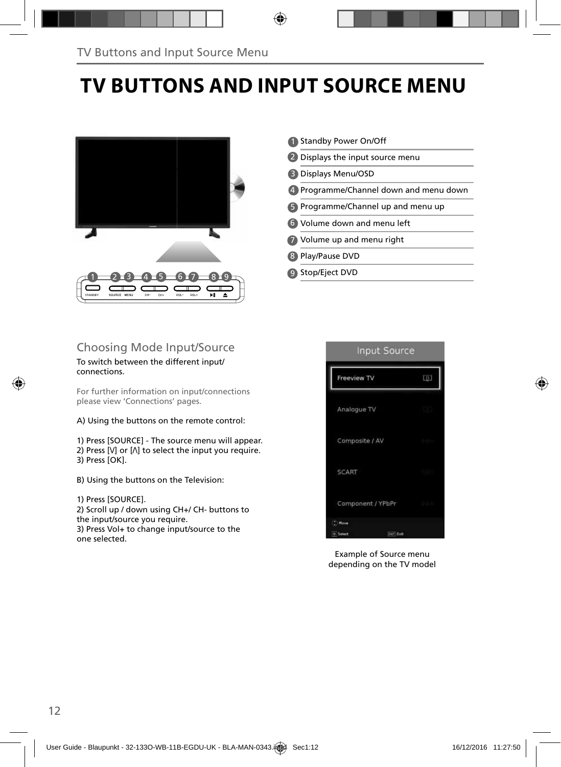# TV BUTTONS AND INPUT SOURCE MENU

| | |
|---|---|
| 1 | Standby Power On/Off |
| 2 | Displays the input source menu |
| 3 | Displays Menu/OSD |
| 4 | Programme/Channel down and menu down |
| 5 | Programme/Channel up and menu up |
| 6 | Volume down and menu left |
| 7 | Volume up and menu right |
| 8 | Play/Pause DVD |
| 9 | Stop/Eject DVD |

## Choosing Mode Input/Source

To switch between the different input/ connections.

For further information on input/connections please view 'Connections' pages.

A) Using the buttons on the remote control:

1) Press [SOURCE] - The source menu will appear.
2) Press [V] or [Λ] to select the input you require.
3) Press [OK].

B) Using the buttons on the Television:

1) Press [SOURCE].
2) Scroll up / down using CH+/ CH- buttons to the input/source you require.
3) Press Vol+ to change input/source to the one selected.

Example of Source menu depending on the TV model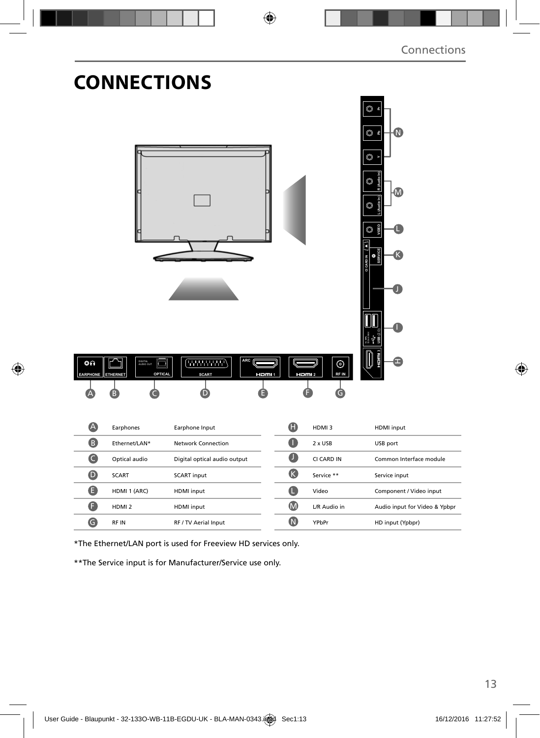# CONNECTIONS

| | | | | | |
|---|---|---|---|---|---|
| A | Earphones | Earphone Input | H | HDMI 3 | HDMI input |
| B | Ethernet/LAN* | Network Connection | I | 2 x USB | USB port |
| C | Optical audio | Digital optical audio output | J | CI CARD IN | Common Interface module |
| D | SCART | SCART input | K | Service ** | Service input |
| E | HDMI 1 (ARC) | HDMI input | L | Video | Component / Video input |
| F | HDMI 2 | HDMI input | M | L/R Audio in | Audio input for Video & Ypbpr |
| G | RF IN | RF / TV Aerial Input | N | YPbPr | HD input (Ypbpr) |

*The Ethernet/LAN port is used for Freeview HD services only.

**The Service input is for Manufacturer/Service use only.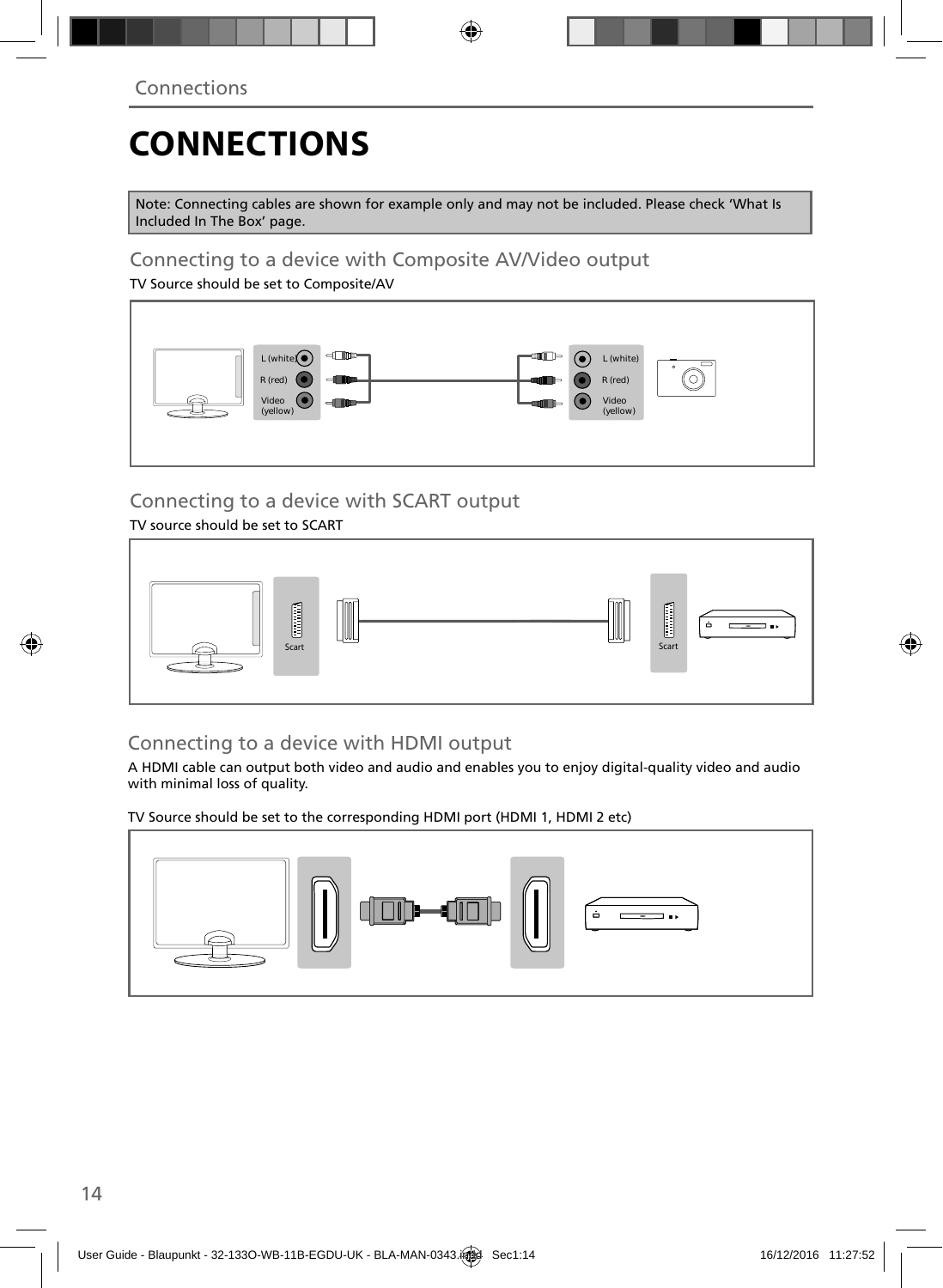# CONNECTIONS

Note: Connecting cables are shown for example only and may not be included. Please check 'What Is Included In The Box' page.

## Connecting to a device with Composite AV/Video output

TV Source should be set to Composite/AV

L (white)
R (red)
Video (yellow)

L (white)
R (red)
Video (yellow)

## Connecting to a device with SCART output

TV source should be set to SCART

Scart

Scart

## Connecting to a device with HDMI output

A HDMI cable can output both video and audio and enables you to enjoy digital-quality video and audio with minimal loss of quality.

TV Source should be set to the corresponding HDMI port (HDMI 1, HDMI 2 etc)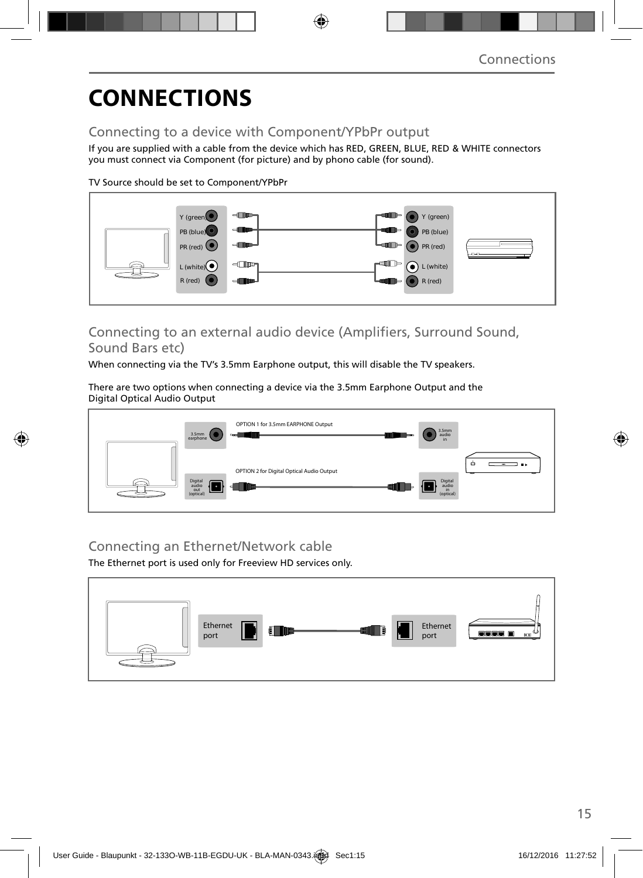# CONNECTIONS

## Connecting to a device with Component/YPbPr output

If you are supplied with a cable from the device which has RED, GREEN, BLUE, RED & WHITE connectors you must connect via Component (for picture) and by phono cable (for sound).

TV Source should be set to Component/YPbPr

Y (green)
PB (blue)
PR (red)
L (white)
R (red)

Y (green)
PB (blue)
PR (red)
L (white)
R (red)

## Connecting to an external audio device (Amplifiers, Surround Sound, Sound Bars etc)

When connecting via the TV's 3.5mm Earphone output, this will disable the TV speakers.

There are two options when connecting a device via the 3.5mm Earphone Output and the Digital Optical Audio Output

3.5mm earphone

OPTION 1 for 3.5mm EARPHONE Output

3.5mm audio in

Digital audio out (optical)

OPTION 2 for Digital Optical Audio Output

Digital audio in (optical)

## Connecting an Ethernet/Network cable

The Ethernet port is used only for Freeview HD services only.

Ethernet port

Ethernet port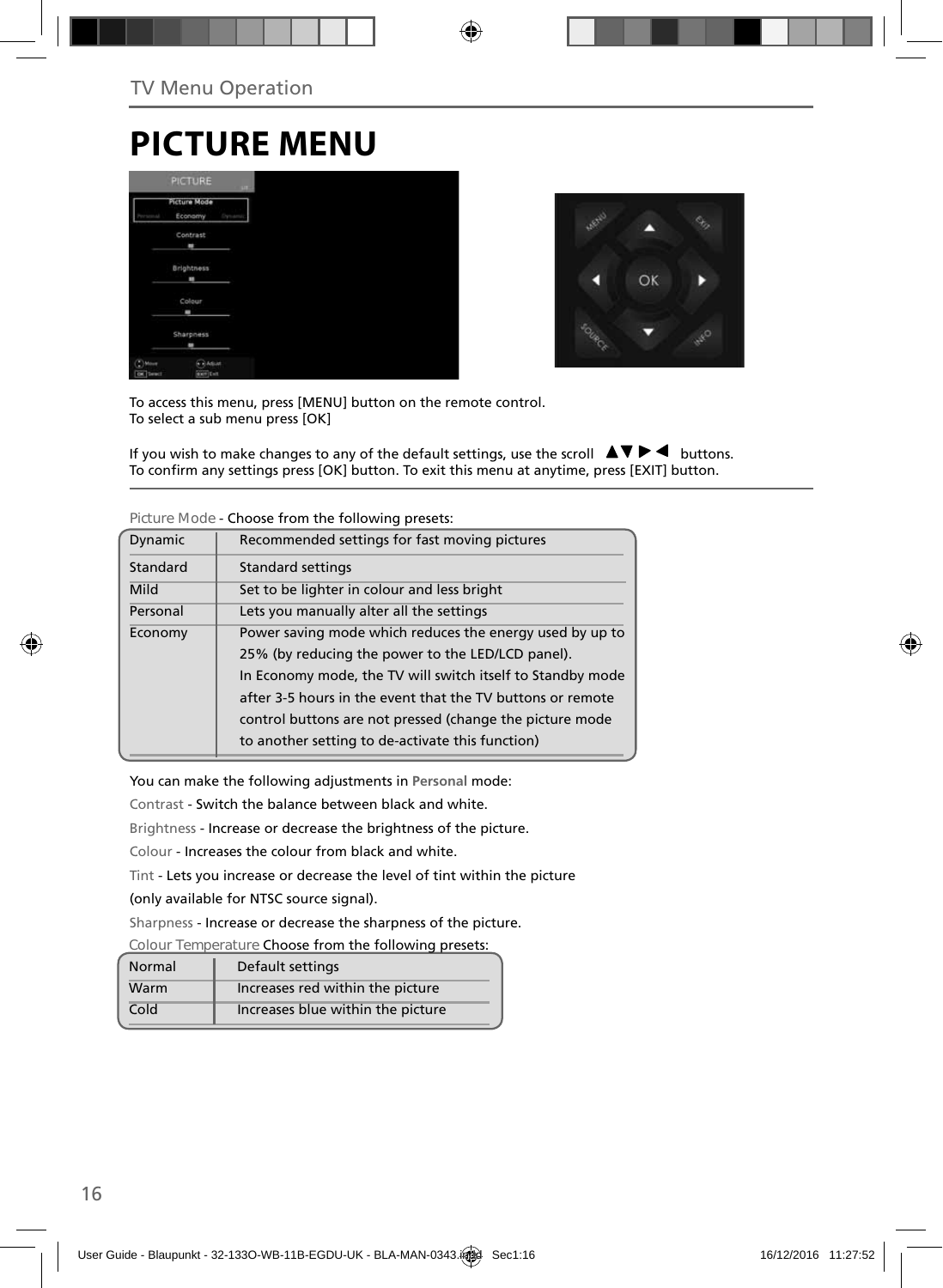# PICTURE MENU

To access this menu, press [MENU] button on the remote control.
To select a sub menu press [OK]

If you wish to make changes to any of the default settings, use the scroll ▲▼▶◀ buttons.
To confirm any settings press [OK] button. To exit this menu at anytime, press [EXIT] button.

Picture Mode - Choose from the following presets:

| | |
|---|---|
| Dynamic | Recommended settings for fast moving pictures |
| Standard | Standard settings |
| Mild | Set to be lighter in colour and less bright |
| Personal | Lets you manually alter all the settings |
| Economy | Power saving mode which reduces the energy used by up to 25% (by reducing the power to the LED/LCD panel). In Economy mode, the TV will switch itself to Standby mode after 3-5 hours in the event that the TV buttons or remote control buttons are not pressed (change the picture mode to another setting to de-activate this function) |

You can make the following adjustments in **Personal** mode:

Contrast - Switch the balance between black and white.

Brightness - Increase or decrease the brightness of the picture.

Colour - Increases the colour from black and white.

Tint - Lets you increase or decrease the level of tint within the picture (only available for NTSC source signal).

Sharpness - Increase or decrease the sharpness of the picture.

Colour Temperature Choose from the following presets:

| | |
|---|---|
| Normal | Default settings |
| Warm | Increases red within the picture |
| Cold | Increases blue within the picture |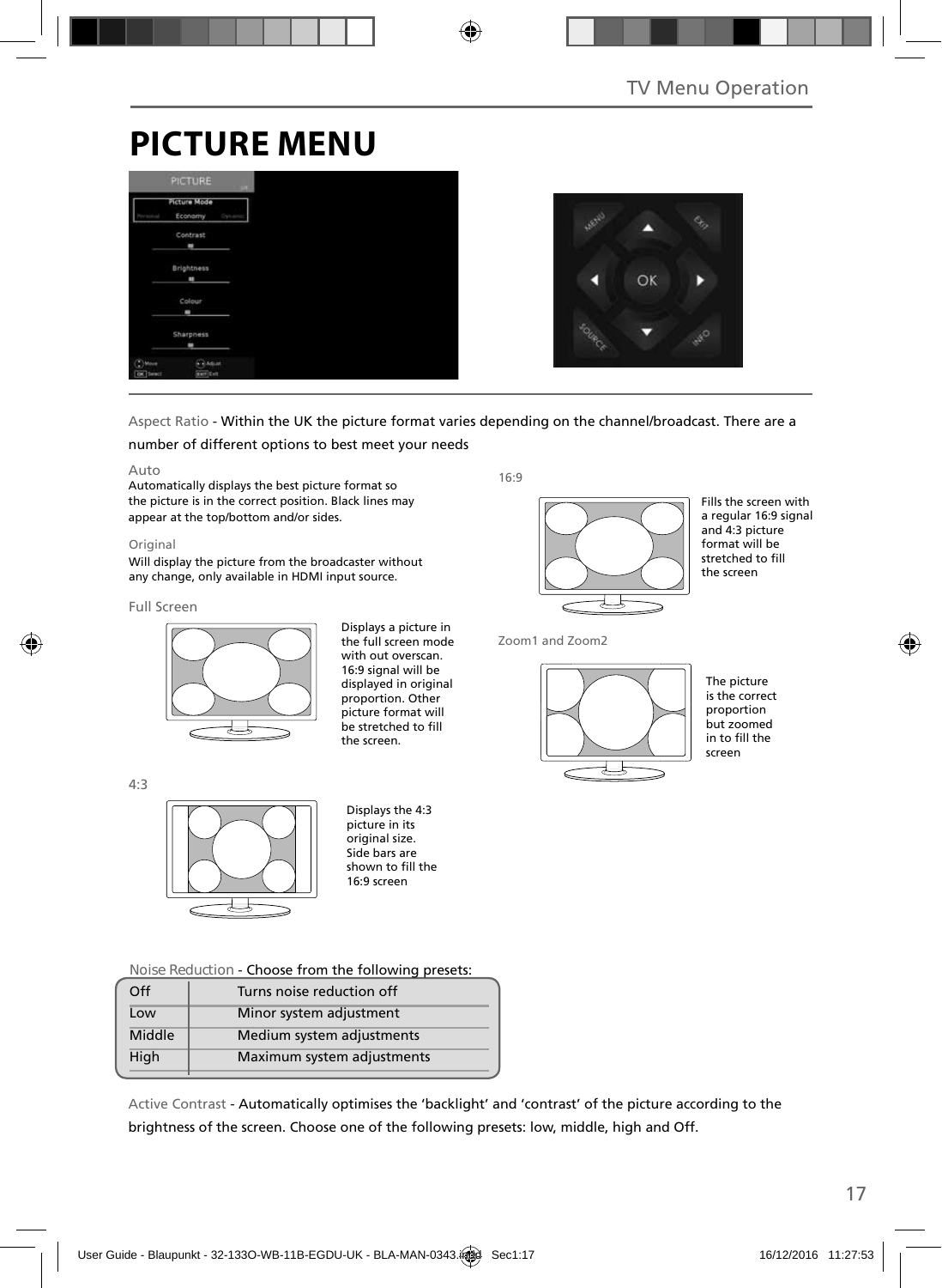# PICTURE MENU

Aspect Ratio - Within the UK the picture format varies depending on the channel/broadcast. There are a number of different options to best meet your needs

Auto

Automatically displays the best picture format so the picture is in the correct position. Black lines may appear at the top/bottom and/or sides.

Original

Will display the picture from the broadcaster without any change, only available in HDMI input source.

Full Screen

Displays a picture in the full screen mode with out overscan. 16:9 signal will be displayed in original proportion. Other picture format will be stretched to fill the screen.

4:3

Displays the 4:3 picture in its original size. Side bars are shown to fill the 16:9 screen

16:9

Fills the screen with a regular 16:9 signal and 4:3 picture format will be stretched to fill the screen

Zoom1 and Zoom2

The picture is the correct proportion but zoomed in to fill the screen

Noise Reduction - Choose from the following presets:

| Off | Turns noise reduction off |
|---|---|
| Low | Minor system adjustment |
| Middle | Medium system adjustments |
| High | Maximum system adjustments |

Active Contrast - Automatically optimises the ‘backlight’ and ‘contrast’ of the picture according to the brightness of the screen. Choose one of the following presets: low, middle, high and Off.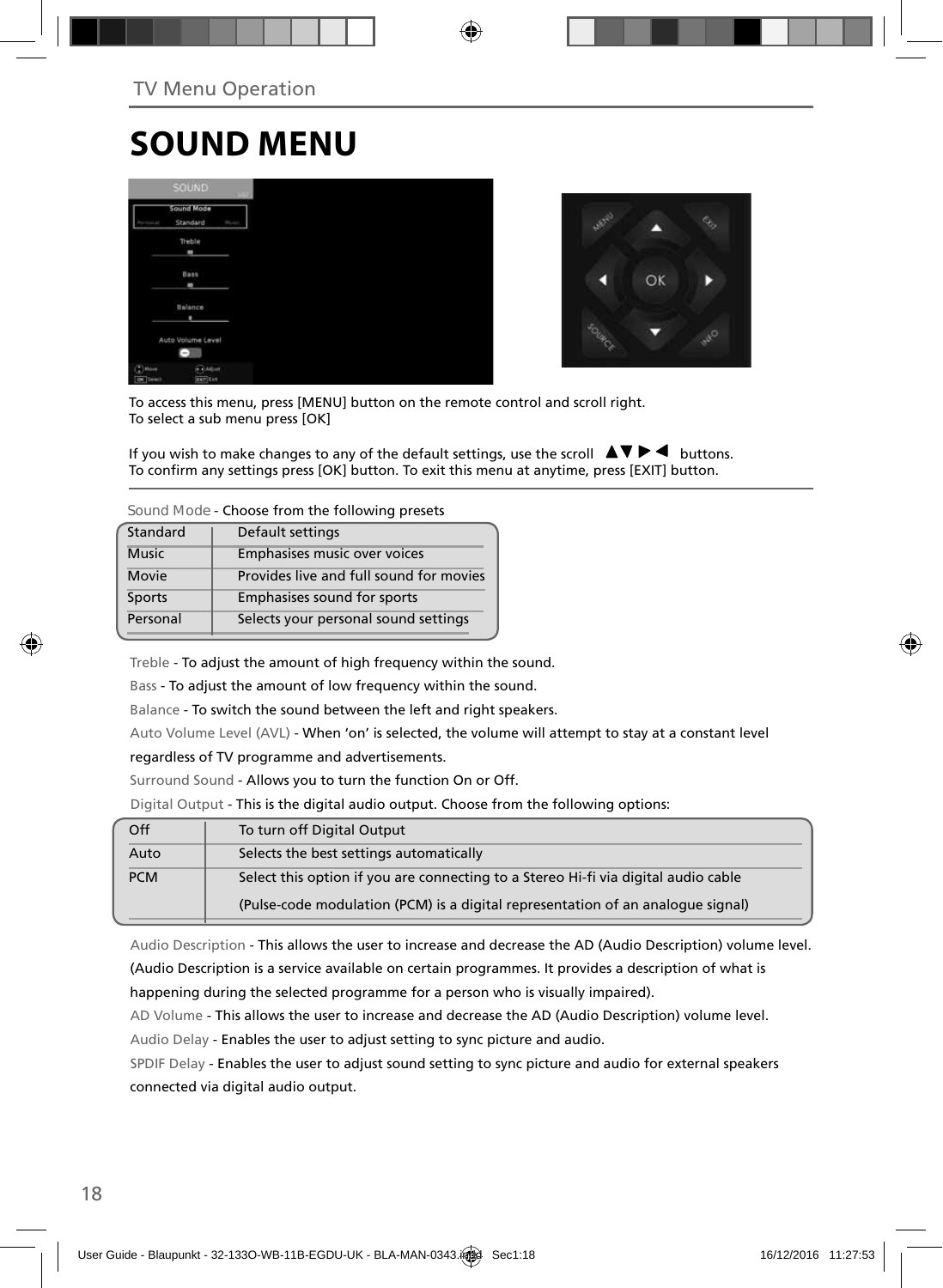# SOUND MENU

To access this menu, press [MENU] button on the remote control and scroll right.
To select a sub menu press [OK]

If you wish to make changes to any of the default settings, use the scroll ▲▼▶◀ buttons.
To confirm any settings press [OK] button. To exit this menu at anytime, press [EXIT] button.

Sound Mode - Choose from the following presets

| Standard | Default settings |
|---|---|
| Music | Emphasises music over voices |
| Movie | Provides live and full sound for movies |
| Sports | Emphasises sound for sports |
| Personal | Selects your personal sound settings |

Treble - To adjust the amount of high frequency within the sound.

Bass - To adjust the amount of low frequency within the sound.

Balance - To switch the sound between the left and right speakers.

Auto Volume Level (AVL) - When 'on' is selected, the volume will attempt to stay at a constant level regardless of TV programme and advertisements.

Surround Sound - Allows you to turn the function On or Off.

Digital Output - This is the digital audio output. Choose from the following options:

| Off | To turn off Digital Output |
|---|---|
| Auto | Selects the best settings automatically |
| PCM | Select this option if you are connecting to a Stereo Hi-fi via digital audio cable (Pulse-code modulation (PCM) is a digital representation of an analogue signal) |

Audio Description - This allows the user to increase and decrease the AD (Audio Description) volume level. (Audio Description is a service available on certain programmes. It provides a description of what is happening during the selected programme for a person who is visually impaired).

AD Volume - This allows the user to increase and decrease the AD (Audio Description) volume level.

Audio Delay - Enables the user to adjust setting to sync picture and audio.

SPDIF Delay - Enables the user to adjust sound setting to sync picture and audio for external speakers connected via digital audio output.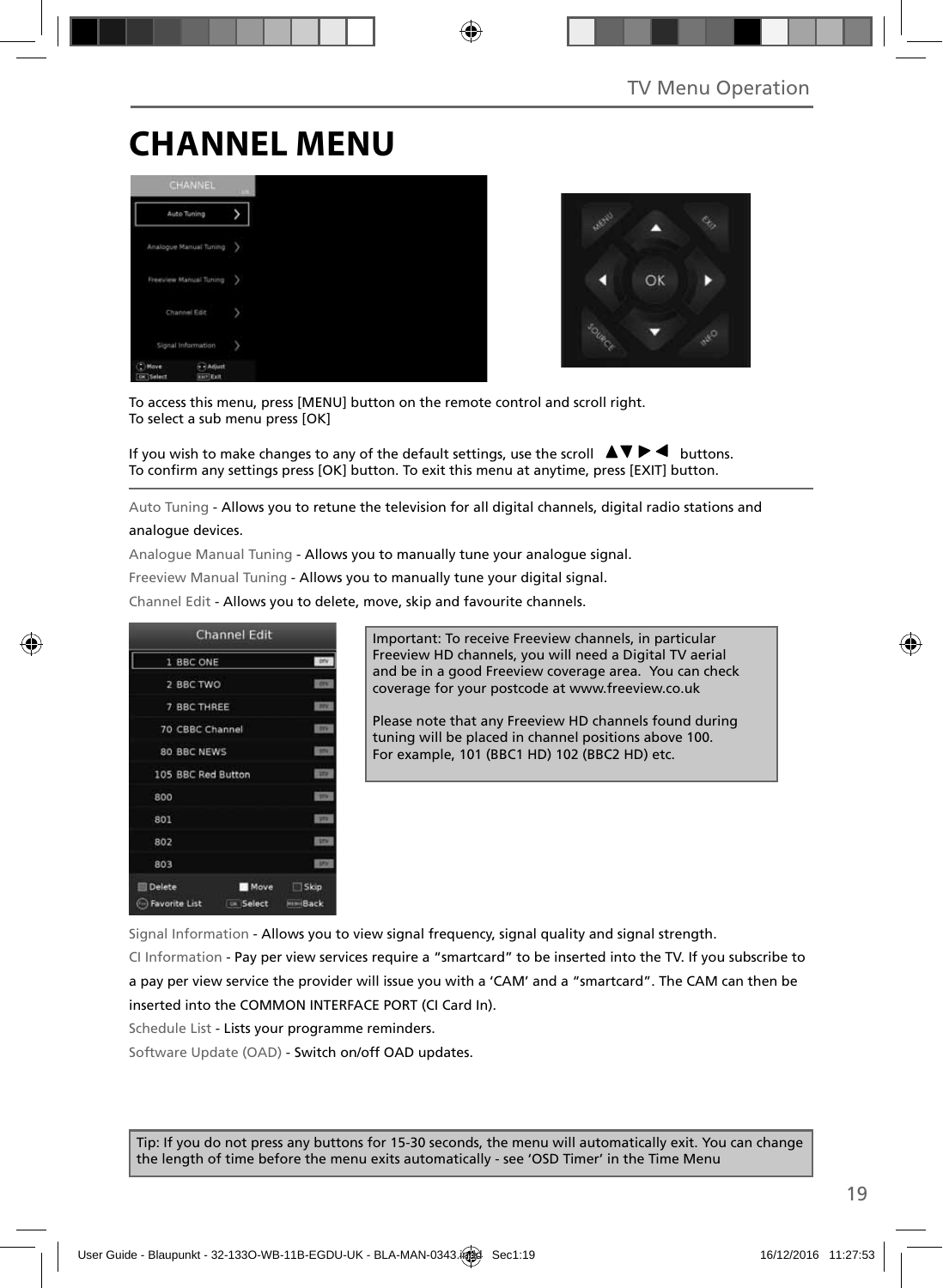# CHANNEL MENU

To access this menu, press [MENU] button on the remote control and scroll right.
To select a sub menu press [OK]

If you wish to make changes to any of the default settings, use the scroll ▲▼▶◀ buttons.
To confirm any settings press [OK] button. To exit this menu at anytime, press [EXIT] button.

Auto Tuning - Allows you to retune the television for all digital channels, digital radio stations and analogue devices.

Analogue Manual Tuning - Allows you to manually tune your analogue signal.

Freeview Manual Tuning - Allows you to manually tune your digital signal.

Channel Edit - Allows you to delete, move, skip and favourite channels.

Important: To receive Freeview channels, in particular Freeview HD channels, you will need a Digital TV aerial and be in a good Freeview coverage area. You can check coverage for your postcode at www.freeview.co.uk

Please note that any Freeview HD channels found during tuning will be placed in channel positions above 100. For example, 101 (BBC1 HD) 102 (BBC2 HD) etc.

Signal Information - Allows you to view signal frequency, signal quality and signal strength.

CI Information - Pay per view services require a "smartcard" to be inserted into the TV. If you subscribe to a pay per view service the provider will issue you with a 'CAM' and a "smartcard". The CAM can then be inserted into the COMMON INTERFACE PORT (CI Card In).

Schedule List - Lists your programme reminders.

Software Update (OAD) - Switch on/off OAD updates.

Tip: If you do not press any buttons for 15-30 seconds, the menu will automatically exit. You can change the length of time before the menu exits automatically - see 'OSD Timer' in the Time Menu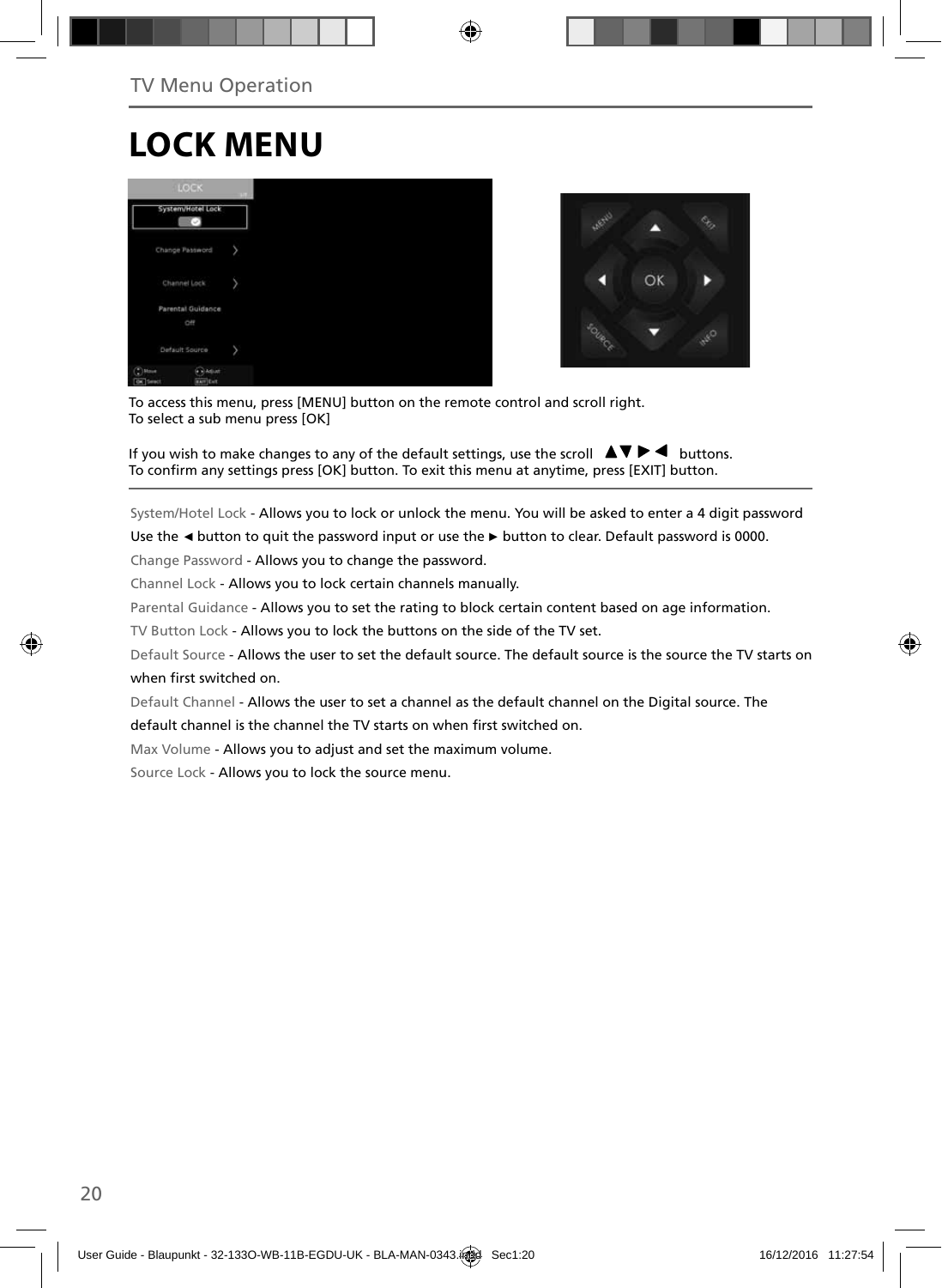# LOCK MENU

To access this menu, press [MENU] button on the remote control and scroll right.
To select a sub menu press [OK]

If you wish to make changes to any of the default settings, use the scroll ▲▼ ▶ ◀ buttons.
To confirm any settings press [OK] button. To exit this menu at anytime, press [EXIT] button.

System/Hotel Lock - Allows you to lock or unlock the menu. You will be asked to enter a 4 digit password
Use the ◄ button to quit the password input or use the ► button to clear. Default password is 0000.

Change Password - Allows you to change the password.

Channel Lock - Allows you to lock certain channels manually.

Parental Guidance - Allows you to set the rating to block certain content based on age information.

TV Button Lock - Allows you to lock the buttons on the side of the TV set.

Default Source - Allows the user to set the default source. The default source is the source the TV starts on when first switched on.

Default Channel - Allows the user to set a channel as the default channel on the Digital source. The default channel is the channel the TV starts on when first switched on.

Max Volume - Allows you to adjust and set the maximum volume.

Source Lock - Allows you to lock the source menu.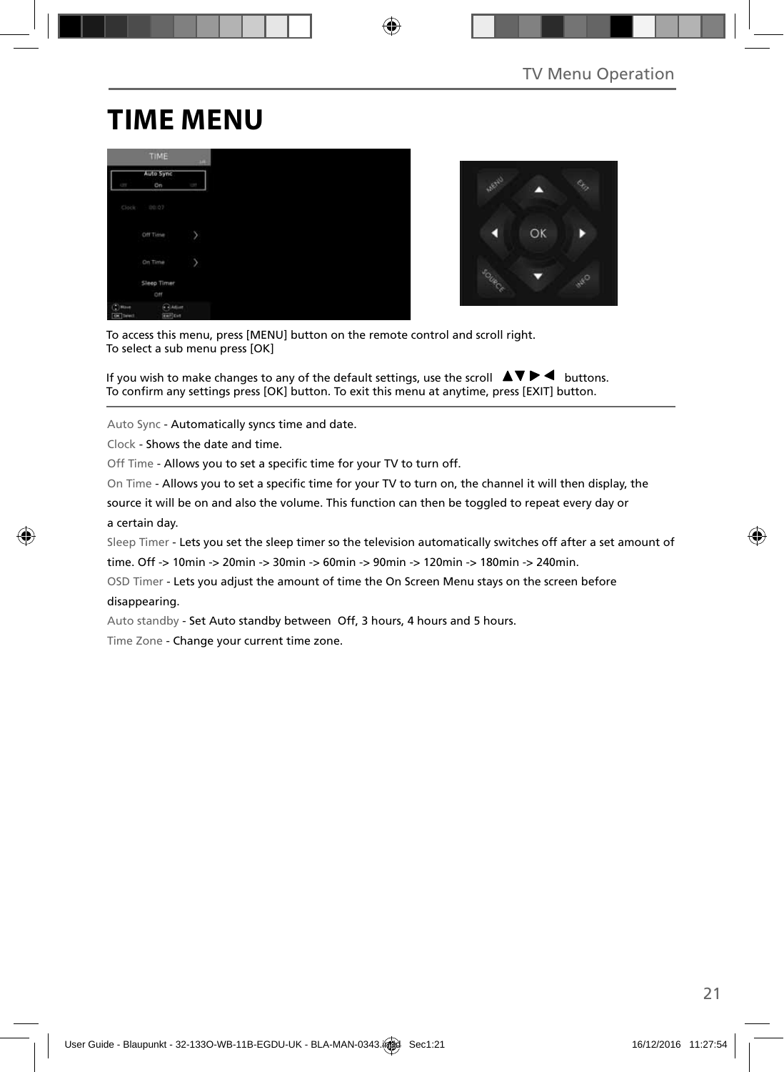# TIME MENU

To access this menu, press [MENU] button on the remote control and scroll right.
To select a sub menu press [OK]

If you wish to make changes to any of the default settings, use the scroll ▲▼▶◀ buttons.
To confirm any settings press [OK] button. To exit this menu at anytime, press [EXIT] button.

Auto Sync - Automatically syncs time and date.

Clock - Shows the date and time.

Off Time - Allows you to set a specific time for your TV to turn off.

On Time - Allows you to set a specific time for your TV to turn on, the channel it will then display, the source it will be on and also the volume. This function can then be toggled to repeat every day or a certain day.

Sleep Timer - Lets you set the sleep timer so the television automatically switches off after a set amount of time. Off -> 10min -> 20min -> 30min -> 60min -> 90min -> 120min -> 180min -> 240min.

OSD Timer - Lets you adjust the amount of time the On Screen Menu stays on the screen before disappearing.

Auto standby - Set Auto standby between Off, 3 hours, 4 hours and 5 hours.

Time Zone - Change your current time zone.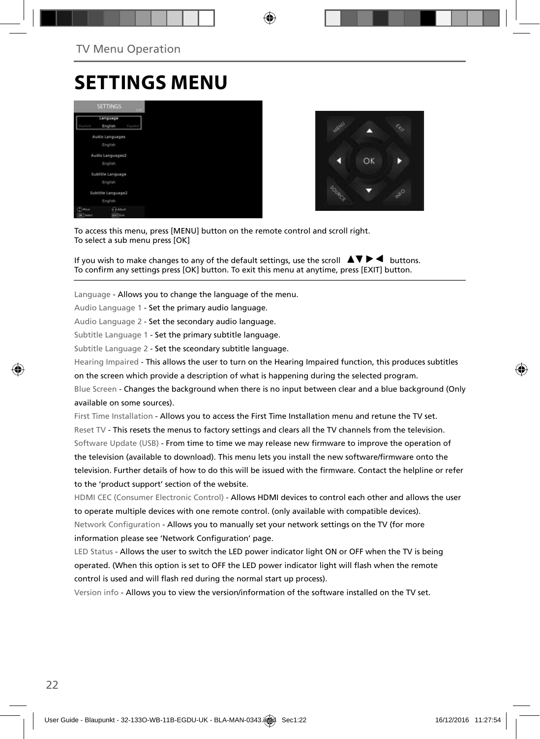# SETTINGS MENU

To access this menu, press [MENU] button on the remote control and scroll right.
To select a sub menu press [OK]

If you wish to make changes to any of the default settings, use the scroll ▲▼▶◀ buttons.
To confirm any settings press [OK] button. To exit this menu at anytime, press [EXIT] button.

Language - Allows you to change the language of the menu.

Audio Language 1 - Set the primary audio language.

Audio Language 2 - Set the secondary audio language.

Subtitle Language 1 - Set the primary subtitle language.

Subtitle Language 2 - Set the sceondary subtitle language.

Hearing Impaired - This allows the user to turn on the Hearing Impaired function, this produces subtitles on the screen which provide a description of what is happening during the selected program.

Blue Screen - Changes the background when there is no input between clear and a blue background (Only available on some sources).

First Time Installation - Allows you to access the First Time Installation menu and retune the TV set.

Reset TV - This resets the menus to factory settings and clears all the TV channels from the television.

Software Update (USB) - From time to time we may release new firmware to improve the operation of the television (available to download). This menu lets you install the new software/firmware onto the television. Further details of how to do this will be issued with the firmware. Contact the helpline or refer to the 'product support' section of the website.

HDMI CEC (Consumer Electronic Control) - Allows HDMI devices to control each other and allows the user to operate multiple devices with one remote control. (only available with compatible devices).

Network Configuration - Allows you to manually set your network settings on the TV (for more information please see 'Network Configuration' page.

LED Status - Allows the user to switch the LED power indicator light ON or OFF when the TV is being operated. (When this option is set to OFF the LED power indicator light will flash when the remote control is used and will flash red during the normal start up process).

Version info - Allows you to view the version/information of the software installed on the TV set.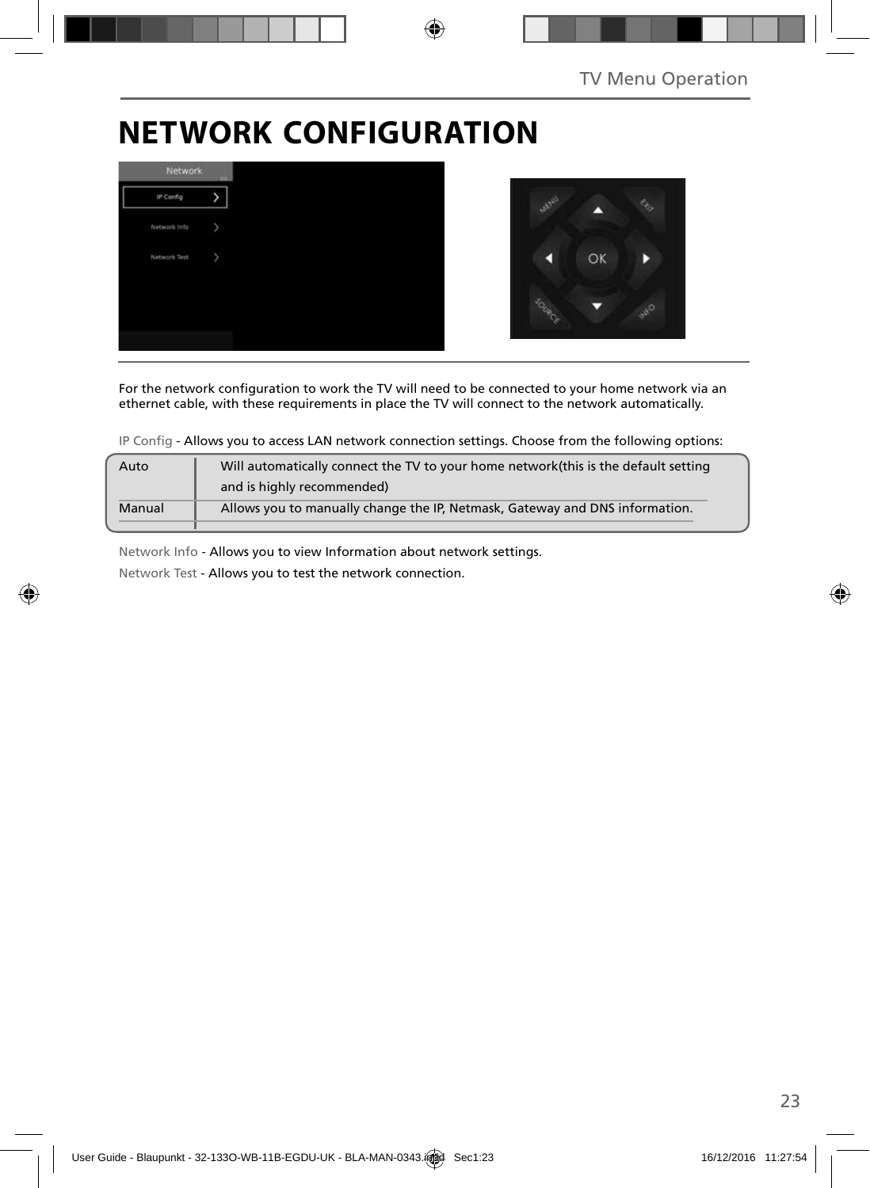# NETWORK CONFIGURATION

For the network configuration to work the TV will need to be connected to your home network via an ethernet cable, with these requirements in place the TV will connect to the network automatically.

IP Config - Allows you to access LAN network connection settings. Choose from the following options:

| | |
|---|---|
| Auto | Will automatically connect the TV to your home network(this is the default setting and is highly recommended) |
| Manual | Allows you to manually change the IP, Netmask, Gateway and DNS information. |

Network Info - Allows you to view Information about network settings.

Network Test - Allows you to test the network connection.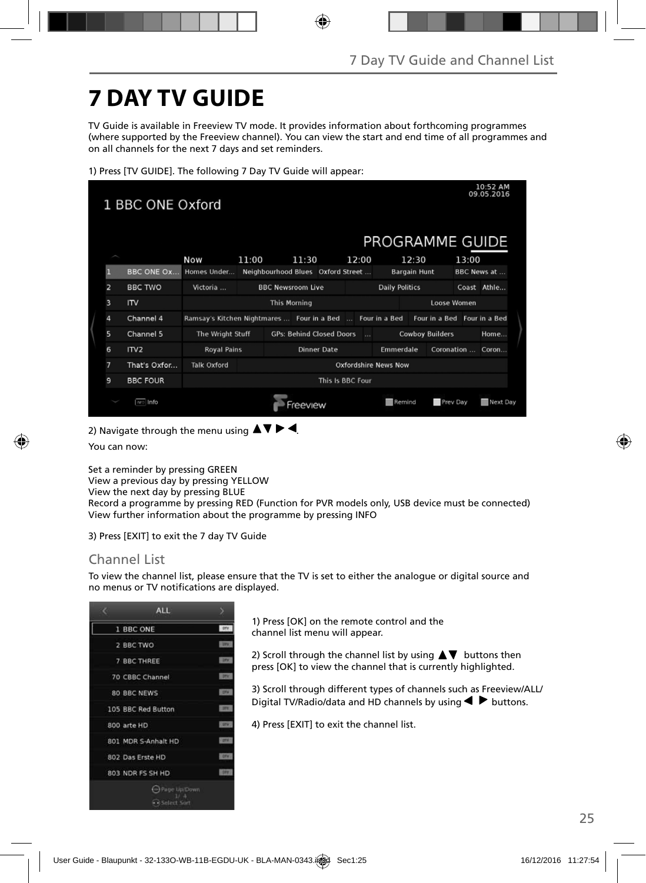# 7 DAY TV GUIDE

TV Guide is available in Freeview TV mode. It provides information about forthcoming programmes (where supported by the Freeview channel). You can view the start and end time of all programmes and on all channels for the next 7 days and set reminders.

1) Press [TV GUIDE]. The following 7 Day TV Guide will appear:

2) Navigate through the menu using ▲▼▶◀.

You can now:

Set a reminder by pressing GREEN
View a previous day by pressing YELLOW
View the next day by pressing BLUE
Record a programme by pressing RED (Function for PVR models only, USB device must be connected)
View further information about the programme by pressing INFO

3) Press [EXIT] to exit the 7 day TV Guide

## Channel List

To view the channel list, please ensure that the TV is set to either the analogue or digital source and no menus or TV notifications are displayed.

1) Press [OK] on the remote control and the channel list menu will appear.

2) Scroll through the channel list by using ▲▼ buttons then press [OK] to view the channel that is currently highlighted.

3) Scroll through different types of channels such as Freeview/ALL/ Digital TV/Radio/data and HD channels by using ◀ ▶ buttons.

4) Press [EXIT] to exit the channel list.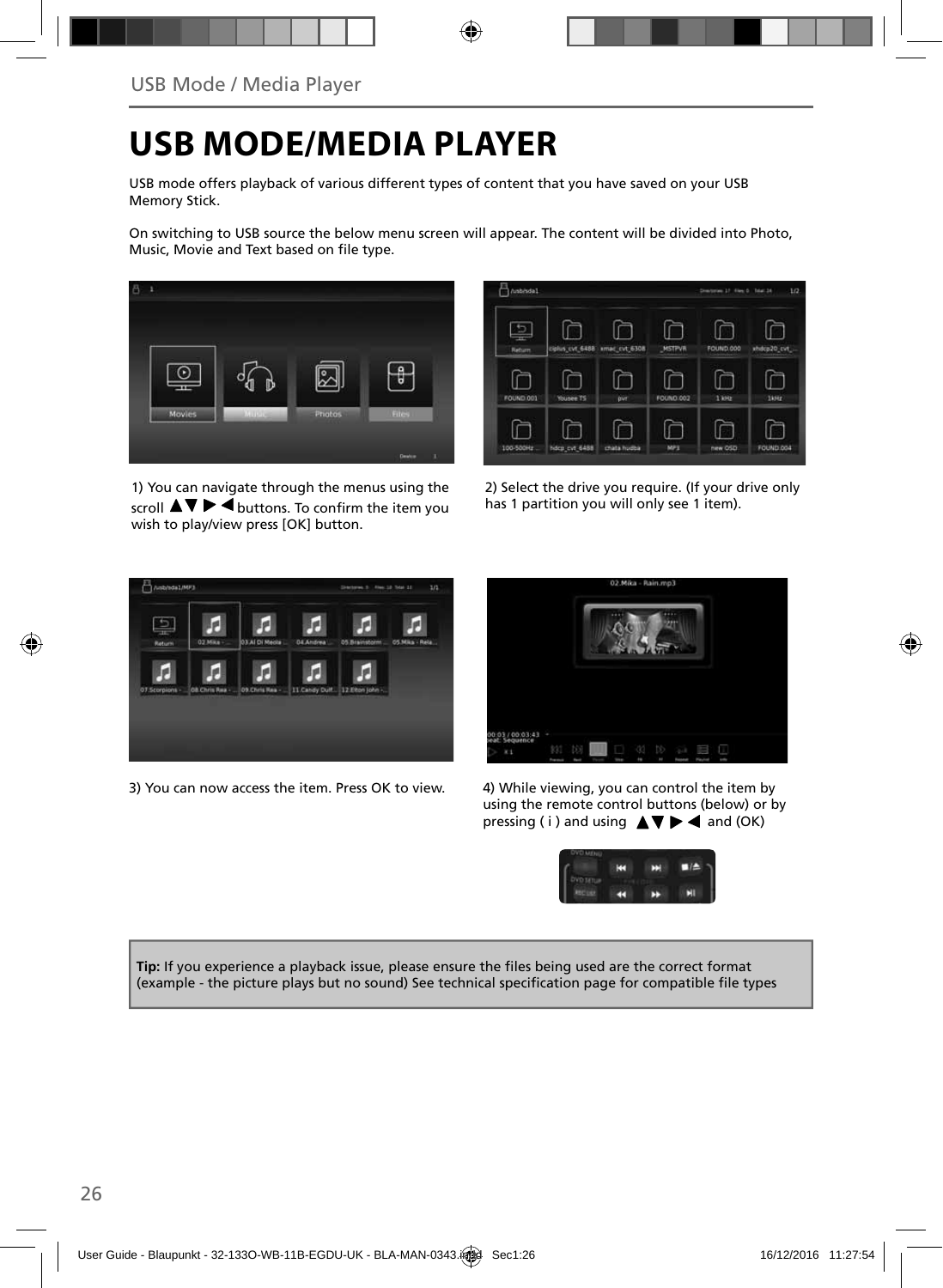# USB MODE/MEDIA PLAYER

USB mode offers playback of various different types of content that you have saved on your USB Memory Stick.

On switching to USB source the below menu screen will appear. The content will be divided into Photo, Music, Movie and Text based on file type.

1) You can navigate through the menus using the scroll ▲▼ ▶ ◀ buttons. To confirm the item you wish to play/view press [OK] button.

2) Select the drive you require. (If your drive only has 1 partition you will only see 1 item).

3) You can now access the item. Press OK to view.

4) While viewing, you can control the item by using the remote control buttons (below) or by pressing ( i ) and using ▲▼ ▶ ◀ and (OK)

**Tip:** If you experience a playback issue, please ensure the files being used are the correct format (example - the picture plays but no sound) See technical specification page for compatible file types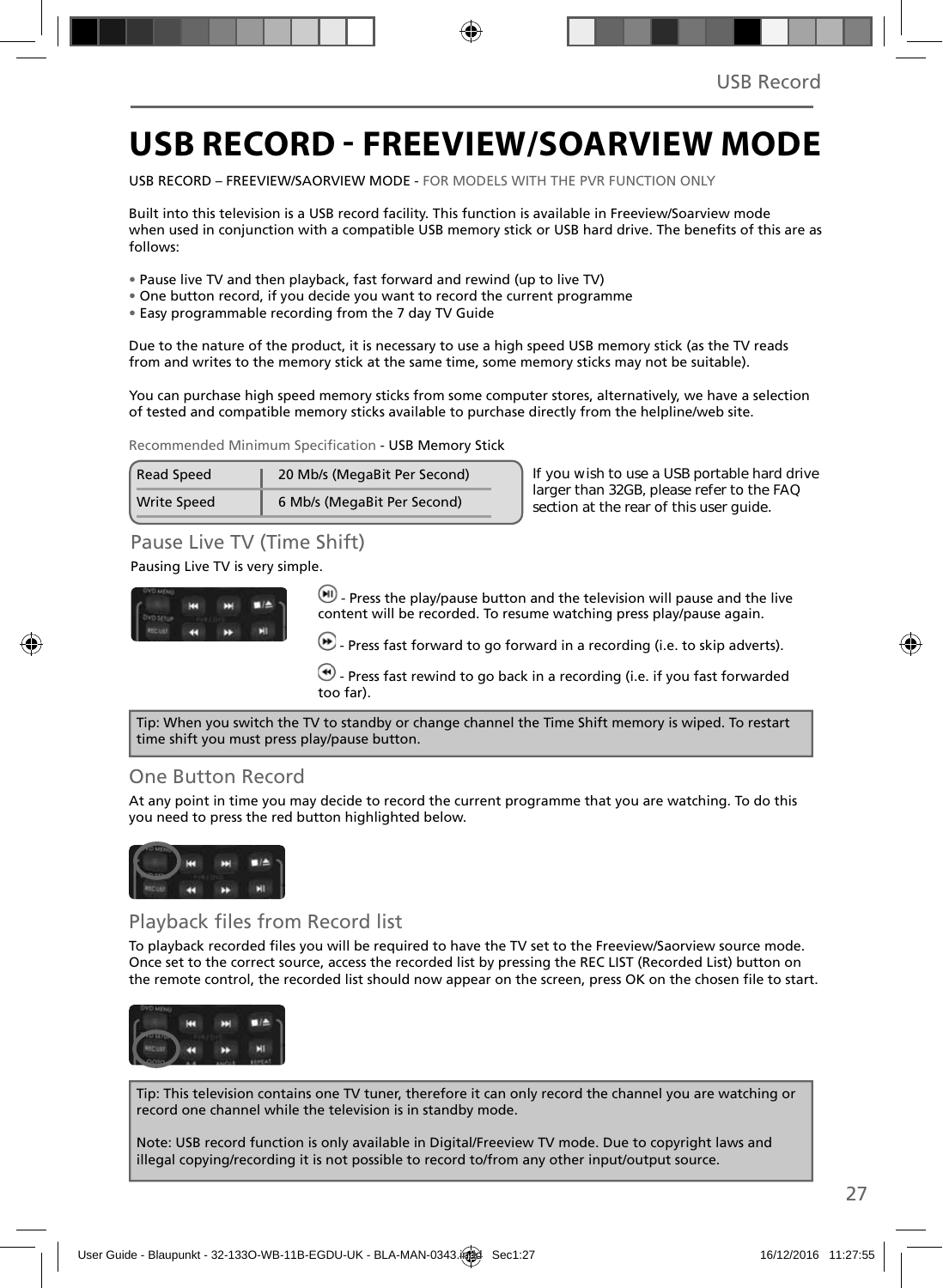# USB RECORD - FREEVIEW/SOARVIEW MODE

USB RECORD – FREEVIEW/SAORVIEW MODE - FOR MODELS WITH THE PVR FUNCTION ONLY

Built into this television is a USB record facility. This function is available in Freeview/Soarview mode when used in conjunction with a compatible USB memory stick or USB hard drive. The benefits of this are as follows:

- Pause live TV and then playback, fast forward and rewind (up to live TV)
- One button record, if you decide you want to record the current programme
- Easy programmable recording from the 7 day TV Guide

Due to the nature of the product, it is necessary to use a high speed USB memory stick (as the TV reads from and writes to the memory stick at the same time, some memory sticks may not be suitable).

You can purchase high speed memory sticks from some computer stores, alternatively, we have a selection of tested and compatible memory sticks available to purchase directly from the helpline/web site.

Recommended Minimum Specification - USB Memory Stick

| Read Speed | 20 Mb/s (MegaBit Per Second) |
|---|---|
| Write Speed | 6 Mb/s (MegaBit Per Second) |

If you wish to use a USB portable hard drive larger than 32GB, please refer to the FAQ section at the rear of this user guide.

## Pause Live TV (Time Shift)

Pausing Live TV is very simple.

- Press the play/pause button and the television will pause and the live content will be recorded. To resume watching press play/pause again.

- Press fast forward to go forward in a recording (i.e. to skip adverts).

- Press fast rewind to go back in a recording (i.e. if you fast forwarded too far).

Tip: When you switch the TV to standby or change channel the Time Shift memory is wiped. To restart time shift you must press play/pause button.

## One Button Record

At any point in time you may decide to record the current programme that you are watching. To do this you need to press the red button highlighted below.

## Playback files from Record list

To playback recorded files you will be required to have the TV set to the Freeview/Saorview source mode. Once set to the correct source, access the recorded list by pressing the REC LIST (Recorded List) button on the remote control, the recorded list should now appear on the screen, press OK on the chosen file to start.

Tip: This television contains one TV tuner, therefore it can only record the channel you are watching or record one channel while the television is in standby mode.

Note: USB record function is only available in Digital/Freeview TV mode. Due to copyright laws and illegal copying/recording it is not possible to record to/from any other input/output source.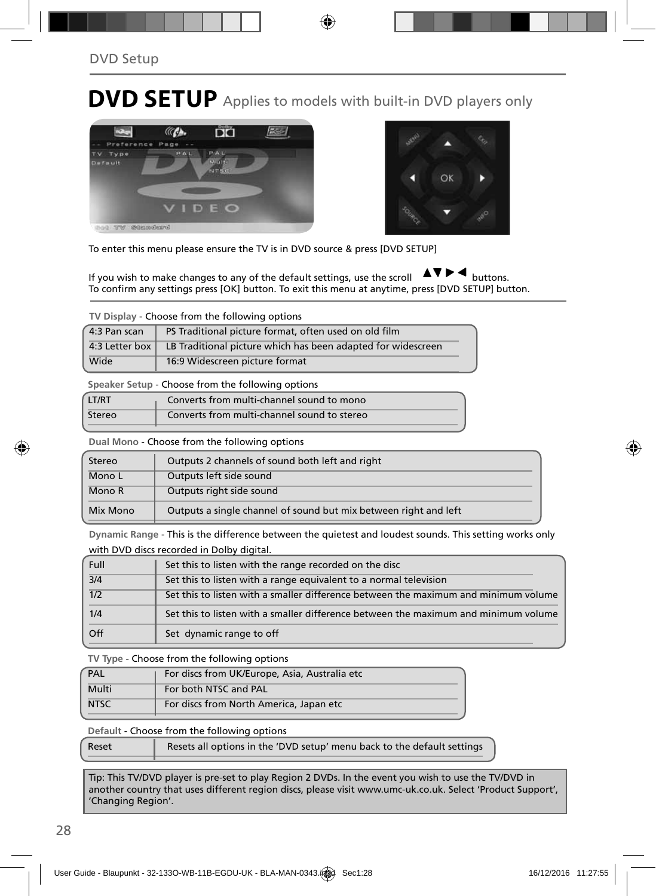# DVD SETUP Applies to models with built-in DVD players only

To enter this menu please ensure the TV is in DVD source & press [DVD SETUP]

If you wish to make changes to any of the default settings, use the scroll ▲▼►◄ buttons.
To confirm any settings press [OK] button. To exit this menu at anytime, press [DVD SETUP] button.

**TV Display** - Choose from the following options

| | |
|---|---|
| 4:3 Pan scan | PS Traditional picture format, often used on old film |
| 4:3 Letter box | LB Traditional picture which has been adapted for widescreen |
| Wide | 16:9 Widescreen picture format |

**Speaker Setup** - Choose from the following options

| | |
|---|---|
| LT/RT | Converts from multi-channel sound to mono |
| Stereo | Converts from multi-channel sound to stereo |

**Dual Mono** - Choose from the following options

| | |
|---|---|
| Stereo | Outputs 2 channels of sound both left and right |
| Mono L | Outputs left side sound |
| Mono R | Outputs right side sound |
| Mix Mono | Outputs a single channel of sound but mix between right and left |

**Dynamic Range** - This is the difference between the quietest and loudest sounds. This setting works only with DVD discs recorded in Dolby digital.

| | |
|---|---|
| Full | Set this to listen with the range recorded on the disc |
| 3/4 | Set this to listen with a range equivalent to a normal television |
| 1/2 | Set this to listen with a smaller difference between the maximum and minimum volume |
| 1/4 | Set this to listen with a smaller difference between the maximum and minimum volume |
| Off | Set dynamic range to off |

**TV Type** - Choose from the following options

| | |
|---|---|
| PAL | For discs from UK/Europe, Asia, Australia etc |
| Multi | For both NTSC and PAL |
| NTSC | For discs from North America, Japan etc |

**Default** - Choose from the following options

| | |
|---|---|
| Reset | Resets all options in the 'DVD setup' menu back to the default settings |

Tip: This TV/DVD player is pre-set to play Region 2 DVDs. In the event you wish to use the TV/DVD in another country that uses different region discs, please visit www.umc-uk.co.uk. Select 'Product Support', 'Changing Region'.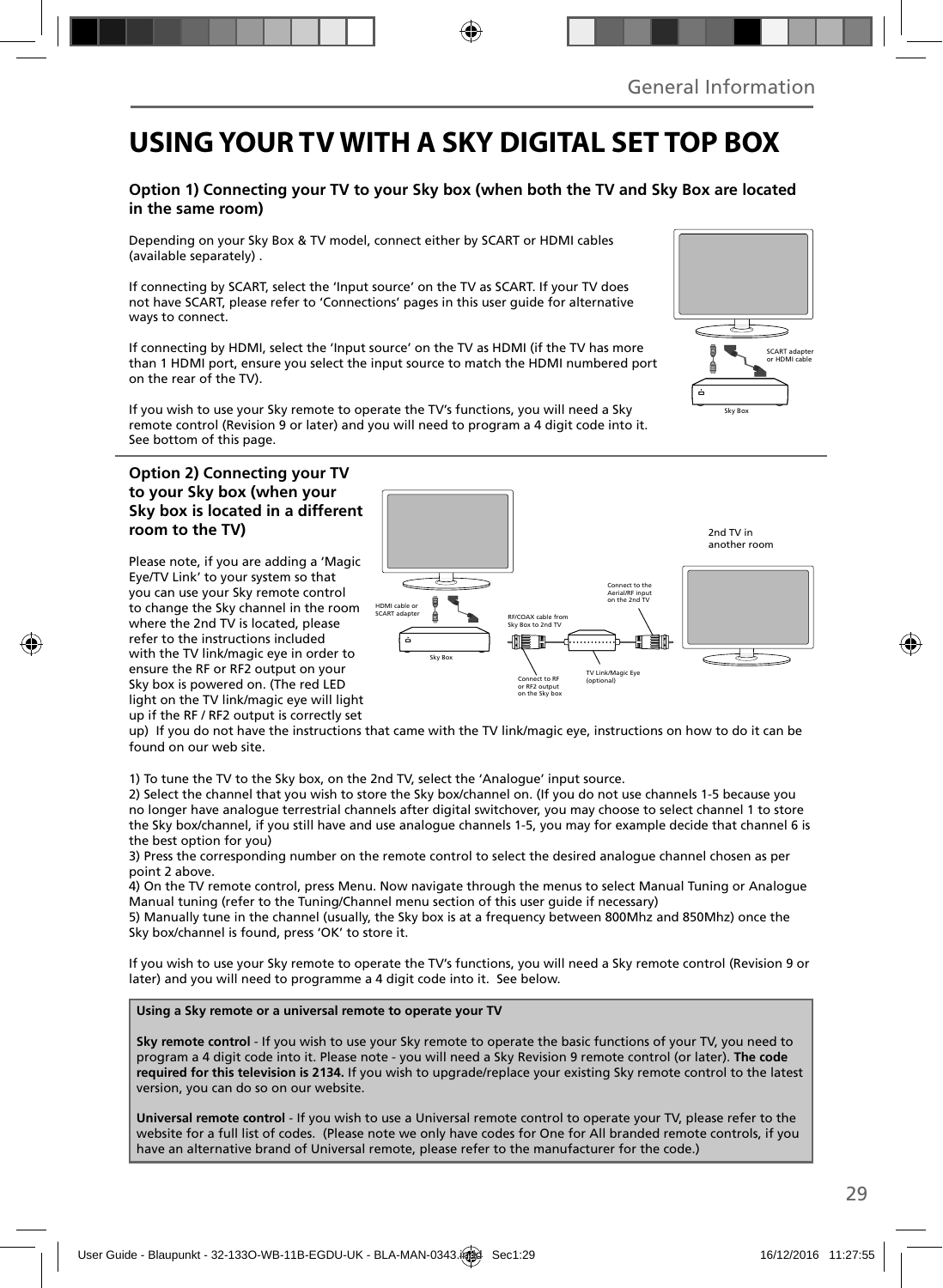# USING YOUR TV WITH A SKY DIGITAL SET TOP BOX

### Option 1) Connecting your TV to your Sky box (when both the TV and Sky Box are located in the same room)

Depending on your Sky Box & TV model, connect either by SCART or HDMI cables (available separately) .

If connecting by SCART, select the 'Input source' on the TV as SCART. If your TV does not have SCART, please refer to 'Connections' pages in this user guide for alternative ways to connect.

If connecting by HDMI, select the 'Input source' on the TV as HDMI (if the TV has more than 1 HDMI port, ensure you select the input source to match the HDMI numbered port on the rear of the TV).

If you wish to use your Sky remote to operate the TV's functions, you will need a Sky remote control (Revision 9 or later) and you will need to program a 4 digit code into it. See bottom of this page.

### Option 2) Connecting your TV to your Sky box (when your Sky box is located in a different room to the TV)

Please note, if you are adding a 'Magic Eye/TV Link' to your system so that you can use your Sky remote control to change the Sky channel in the room where the 2nd TV is located, please refer to the instructions included with the TV link/magic eye in order to ensure the RF or RF2 output on your Sky box is powered on. (The red LED light on the TV link/magic eye will light up if the RF / RF2 output is correctly set up) If you do not have the instructions that came with the TV link/magic eye, instructions on how to do it can be found on our web site.

1) To tune the TV to the Sky box, on the 2nd TV, select the 'Analogue' input source.
2) Select the channel that you wish to store the Sky box/channel on. (If you do not use channels 1-5 because you no longer have analogue terrestrial channels after digital switchover, you may choose to select channel 1 to store the Sky box/channel, if you still have and use analogue channels 1-5, you may for example decide that channel 6 is the best option for you)
3) Press the corresponding number on the remote control to select the desired analogue channel chosen as per point 2 above.
4) On the TV remote control, press Menu. Now navigate through the menus to select Manual Tuning or Analogue Manual tuning (refer to the Tuning/Channel menu section of this user guide if necessary)
5) Manually tune in the channel (usually, the Sky box is at a frequency between 800Mhz and 850Mhz) once the Sky box/channel is found, press 'OK' to store it.

If you wish to use your Sky remote to operate the TV's functions, you will need a Sky remote control (Revision 9 or later) and you will need to programme a 4 digit code into it. See below.

**Using a Sky remote or a universal remote to operate your TV**

**Sky remote control** - If you wish to use your Sky remote to operate the basic functions of your TV, you need to program a 4 digit code into it. Please note - you will need a Sky Revision 9 remote control (or later). **The code required for this television is 2134.** If you wish to upgrade/replace your existing Sky remote control to the latest version, you can do so on our website.

**Universal remote control** - If you wish to use a Universal remote control to operate your TV, please refer to the website for a full list of codes. (Please note we only have codes for One for All branded remote controls, if you have an alternative brand of Universal remote, please refer to the manufacturer for the code.)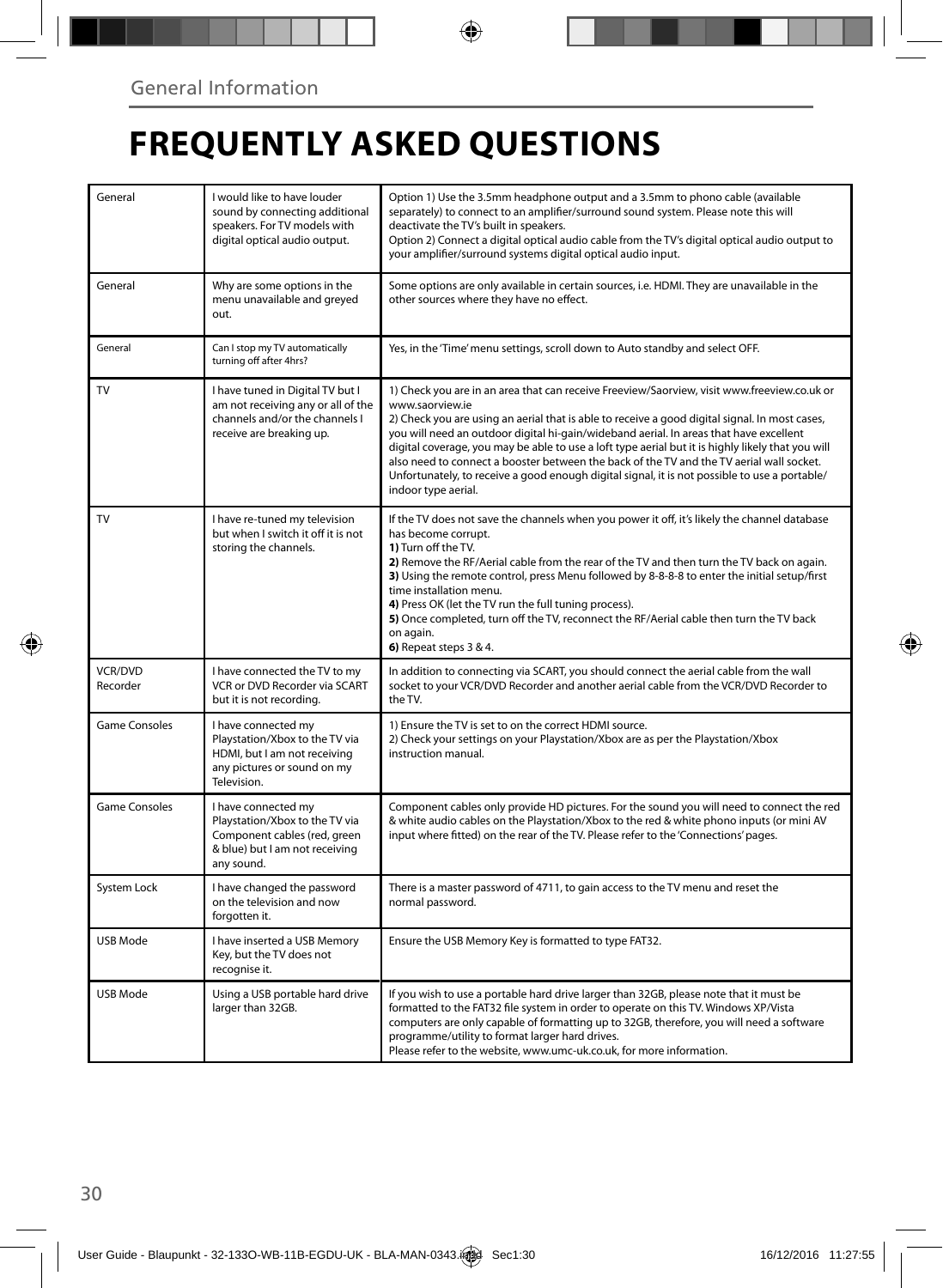General Information

# FREQUENTLY ASKED QUESTIONS

| | | |
|---|---|---|
| General | I would like to have louder sound by connecting additional speakers. For TV models with digital optical audio output. | Option 1) Use the 3.5mm headphone output and a 3.5mm to phono cable (available separately) to connect to an amplifier/surround sound system. Please note this will deactivate the TV's built in speakers.<br>Option 2) Connect a digital optical audio cable from the TV's digital optical audio output to your amplifier/surround systems digital optical audio input. |
| General | Why are some options in the menu unavailable and greyed out. | Some options are only available in certain sources, i.e. HDMI. They are unavailable in the other sources where they have no effect. |
| General | Can I stop my TV automatically turning off after 4hrs? | Yes, in the 'Time' menu settings, scroll down to Auto standby and select OFF. |
| TV | I have tuned in Digital TV but I am not receiving any or all of the channels and/or the channels I receive are breaking up. | 1) Check you are in an area that can receive Freeview/Saorview, visit www.freeview.co.uk or www.saorview.ie<br>2) Check you are using an aerial that is able to receive a good digital signal. In most cases, you will need an outdoor digital hi-gain/wideband aerial. In areas that have excellent digital coverage, you may be able to use a loft type aerial but it is highly likely that you will also need to connect a booster between the back of the TV and the TV aerial wall socket. Unfortunately, to receive a good enough digital signal, it is not possible to use a portable/indoor type aerial. |
| TV | I have re-tuned my television but when I switch it off it is not storing the channels. | If the TV does not save the channels when you power it off, it's likely the channel database has become corrupt.<br>**1)** Turn off the TV.<br>**2)** Remove the RF/Aerial cable from the rear of the TV and then turn the TV back on again.<br>**3)** Using the remote control, press Menu followed by 8-8-8-8 to enter the initial setup/first time installation menu.<br>**4)** Press OK (let the TV run the full tuning process).<br>**5)** Once completed, turn off the TV, reconnect the RF/Aerial cable then turn the TV back on again.<br>**6)** Repeat steps 3 & 4. |
| VCR/DVD Recorder | I have connected the TV to my VCR or DVD Recorder via SCART but it is not recording. | In addition to connecting via SCART, you should connect the aerial cable from the wall socket to your VCR/DVD Recorder and another aerial cable from the VCR/DVD Recorder to the TV. |
| Game Consoles | I have connected my Playstation/Xbox to the TV via HDMI, but I am not receiving any pictures or sound on my Television. | 1) Ensure the TV is set to on the correct HDMI source.<br>2) Check your settings on your Playstation/Xbox are as per the Playstation/Xbox instruction manual. |
| Game Consoles | I have connected my Playstation/Xbox to the TV via Component cables (red, green & blue) but I am not receiving any sound. | Component cables only provide HD pictures. For the sound you will need to connect the red & white audio cables on the Playstation/Xbox to the red & white phono inputs (or mini AV input where fitted) on the rear of the TV. Please refer to the 'Connections' pages. |
| System Lock | I have changed the password on the television and now forgotten it. | There is a master password of 4711, to gain access to the TV menu and reset the normal password. |
| USB Mode | I have inserted a USB Memory Key, but the TV does not recognise it. | Ensure the USB Memory Key is formatted to type FAT32. |
| USB Mode | Using a USB portable hard drive larger than 32GB. | If you wish to use a portable hard drive larger than 32GB, please note that it must be formatted to the FAT32 file system in order to operate on this TV. Windows XP/Vista computers are only capable of formatting up to 32GB, therefore, you will need a software programme/utility to format larger hard drives.<br>Please refer to the website, www.umc-uk.co.uk, for more information. |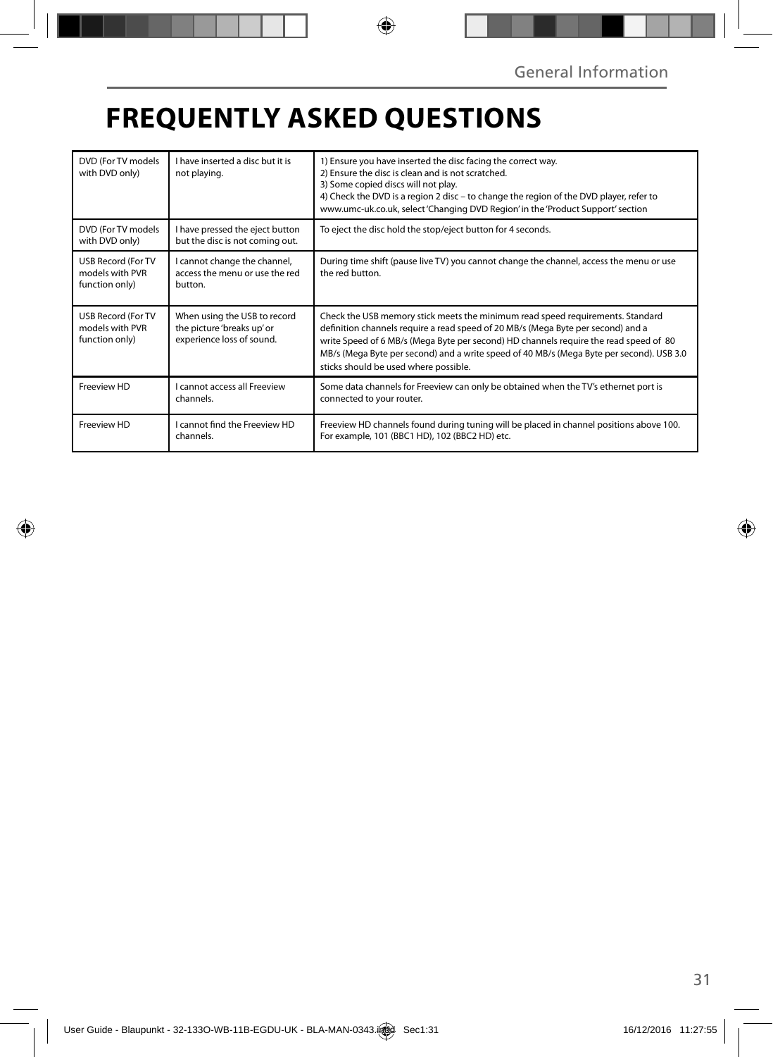# FREQUENTLY ASKED QUESTIONS

| | | |
|---|---|---|
| DVD (For TV models with DVD only) | I have inserted a disc but it is not playing. | 1) Ensure you have inserted the disc facing the correct way.<br>2) Ensure the disc is clean and is not scratched.<br>3) Some copied discs will not play.<br>4) Check the DVD is a region 2 disc – to change the region of the DVD player, refer to www.umc-uk.co.uk, select 'Changing DVD Region' in the 'Product Support' section |
| DVD (For TV models with DVD only) | I have pressed the eject button but the disc is not coming out. | To eject the disc hold the stop/eject button for 4 seconds. |
| USB Record (For TV models with PVR function only) | I cannot change the channel, access the menu or use the red button. | During time shift (pause live TV) you cannot change the channel, access the menu or use the red button. |
| USB Record (For TV models with PVR function only) | When using the USB to record the picture 'breaks up' or experience loss of sound. | Check the USB memory stick meets the minimum read speed requirements. Standard definition channels require a read speed of 20 MB/s (Mega Byte per second) and a write Speed of 6 MB/s (Mega Byte per second) HD channels require the read speed of 80 MB/s (Mega Byte per second) and a write speed of 40 MB/s (Mega Byte per second). USB 3.0 sticks should be used where possible. |
| Freeview HD | I cannot access all Freeview channels. | Some data channels for Freeview can only be obtained when the TV's ethernet port is connected to your router. |
| Freeview HD | I cannot find the Freeview HD channels. | Freeview HD channels found during tuning will be placed in channel positions above 100. For example, 101 (BBC1 HD), 102 (BBC2 HD) etc. |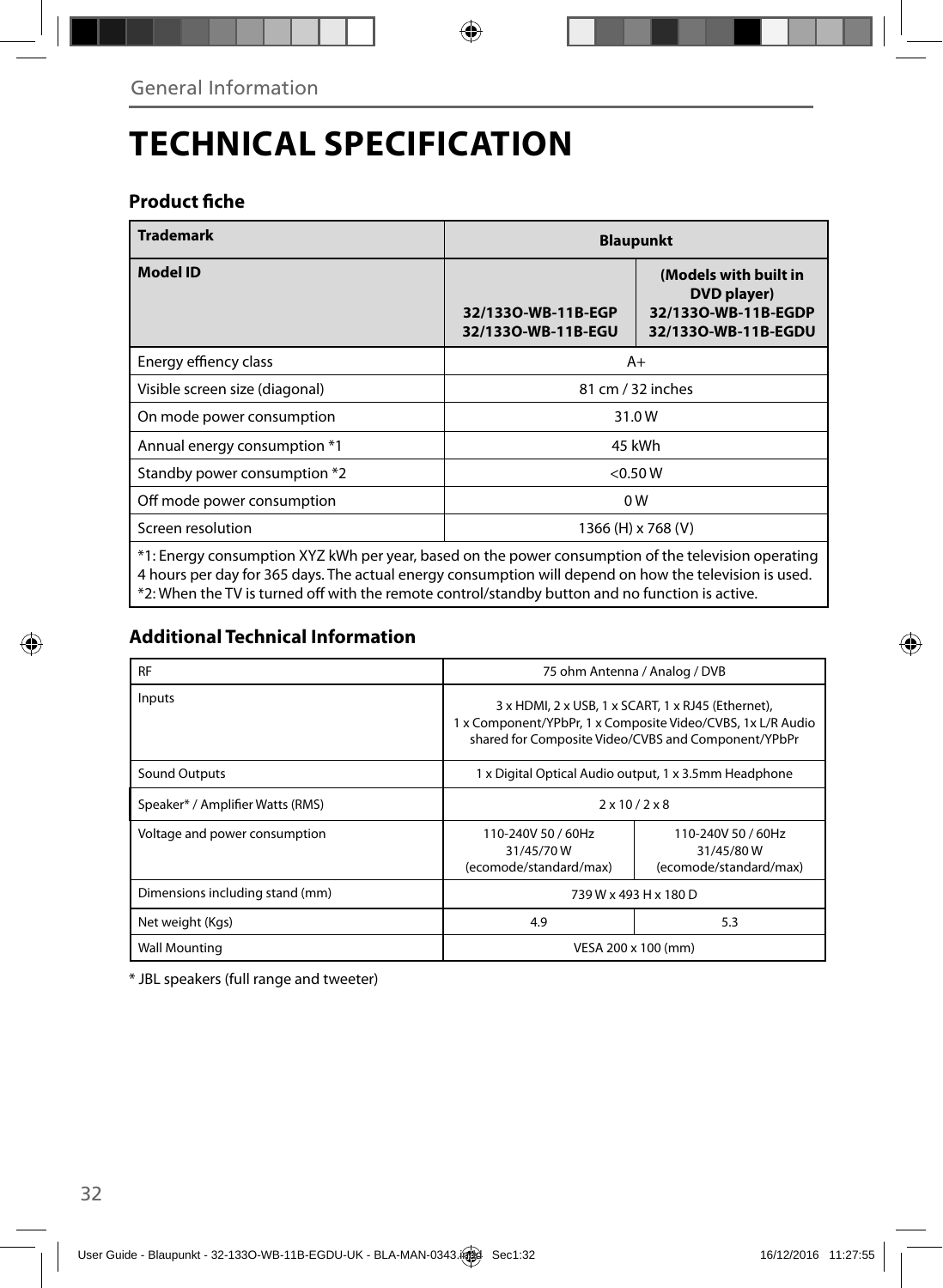General Information

# TECHNICAL SPECIFICATION

### Product fiche

| Trademark | Blaupunkt | |
|---|---|---|
| Model ID | 32/133O-WB-11B-EGP<br>32/133O-WB-11B-EGU | (Models with built in DVD player)<br>32/133O-WB-11B-EGDP<br>32/133O-WB-11B-EGDU |
| Energy effiency class | A+ | |
| Visible screen size (diagonal) | 81 cm / 32 inches | |
| On mode power consumption | 31.0 W | |
| Annual energy consumption *1 | 45 kWh | |
| Standby power consumption *2 | <0.50 W | |
| Off mode power consumption | 0 W | |
| Screen resolution | 1366 (H) x 768 (V) | |

*1: Energy consumption XYZ kWh per year, based on the power consumption of the television operating 4 hours per day for 365 days. The actual energy consumption will depend on how the television is used.
*2: When the TV is turned off with the remote control/standby button and no function is active.

### Additional Technical Information

| RF | 75 ohm Antenna / Analog / DVB | |
|---|---|---|
| Inputs | 3 x HDMI, 2 x USB, 1 x SCART, 1 x RJ45 (Ethernet), 1 x Component/YPbPr, 1 x Composite Video/CVBS, 1x L/R Audio shared for Composite Video/CVBS and Component/YPbPr | |
| Sound Outputs | 1 x Digital Optical Audio output, 1 x 3.5mm Headphone | |
| Speaker* / Amplifier Watts (RMS) | 2 x 10 / 2 x 8 | |
| Voltage and power consumption | 110-240V 50 / 60Hz<br>31/45/70 W<br>(ecomode/standard/max) | 110-240V 50 / 60Hz<br>31/45/80 W<br>(ecomode/standard/max) |
| Dimensions including stand (mm) | 739 W x 493 H x 180 D | |
| Net weight (Kgs) | 4.9 | 5.3 |
| Wall Mounting | VESA 200 x 100 (mm) | |

* JBL speakers (full range and tweeter)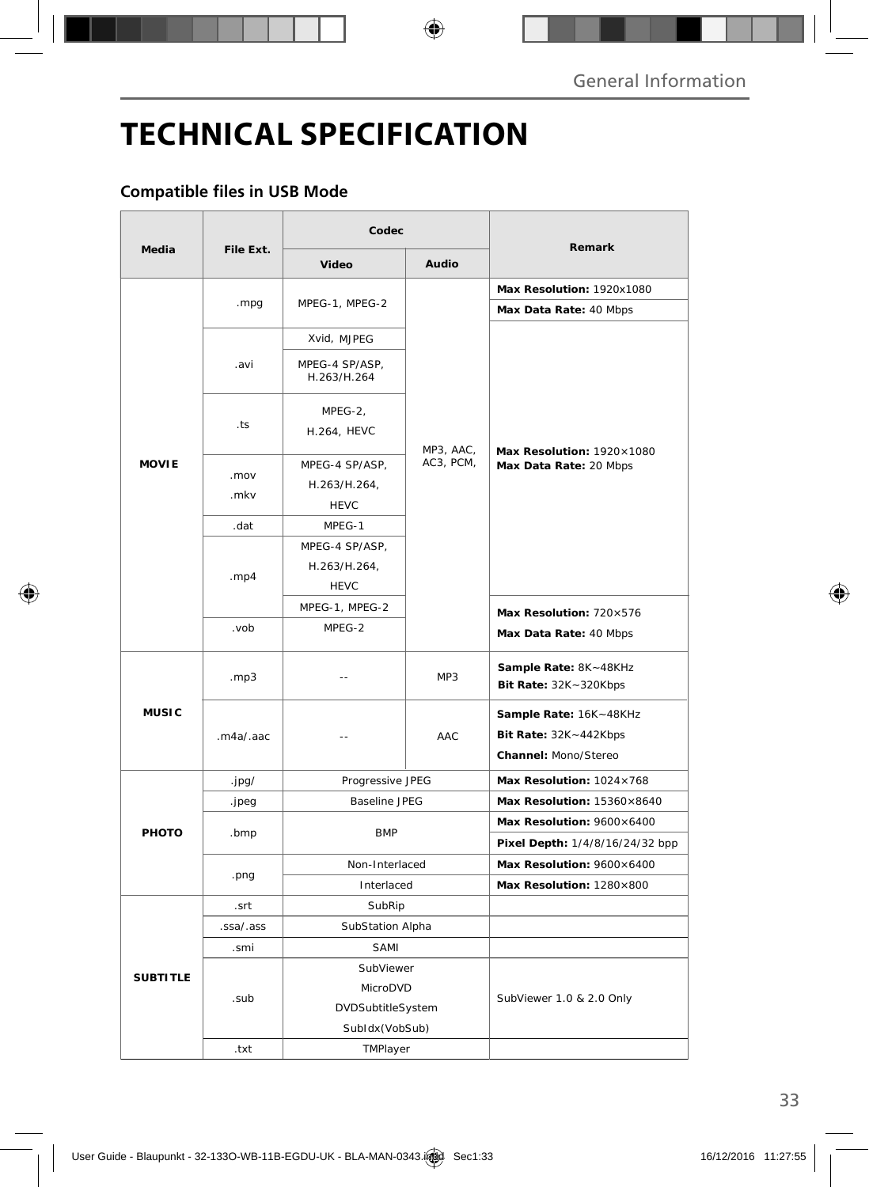# TECHNICAL SPECIFICATION

## Compatible files in USB Mode

| Media | File Ext. | Codec | | Remark |
|---|---|---|---|---|
| | | Video | Audio | |
| MOVIE | .mpg | MPEG-1, MPEG-2 | MP3, AAC, AC3, PCM, | **Max Resolution:** 1920x1080<br>**Max Data Rate:** 40 Mbps |
| | .avi | Xvid, MJPEG | | **Max Resolution:** 1920×1080<br>**Max Data Rate:** 20 Mbps |
| | | MPEG-4 SP/ASP, H.263/H.264 | | |
| | .ts | MPEG-2, H.264, HEVC | | |
| | .mov .mkv | MPEG-4 SP/ASP, H.263/H.264, HEVC | | |
| | .dat | MPEG-1 | | |
| | .mp4 | MPEG-4 SP/ASP, H.263/H.264, HEVC | | |
| | | MPEG-1, MPEG-2 | | **Max Resolution:** 720×576<br>**Max Data Rate:** 40 Mbps |
| | .vob | MPEG-2 | | |
| MUSIC | .mp3 | -- | MP3 | **Sample Rate:** 8K~48KHz<br>**Bit Rate:** 32K~320Kbps |
| | .m4a/.aac | -- | AAC | **Sample Rate:** 16K~48KHz<br>**Bit Rate:** 32K~442Kbps<br>**Channel:** Mono/Stereo |
| PHOTO | .jpg/ | Progressive JPEG | | **Max Resolution:** 1024×768 |
| | .jpeg | Baseline JPEG | | **Max Resolution:** 15360×8640 |
| | .bmp | BMP | | **Max Resolution:** 9600×6400<br>**Pixel Depth:** 1/4/8/16/24/32 bpp |
| | .png | Non-Interlaced | | **Max Resolution:** 9600×6400 |
| | | Interlaced | | **Max Resolution:** 1280×800 |
| SUBTITLE | .srt | SubRip | | |
| | .ssa/.ass | SubStation Alpha | | |
| | .smi | SAMI | | |
| | .sub | SubViewer<br>MicroDVD<br>DVDSubtitleSystem<br>SubIdx(VobSub) | | SubViewer 1.0 & 2.0 Only |
| | .txt | TMPlayer | | |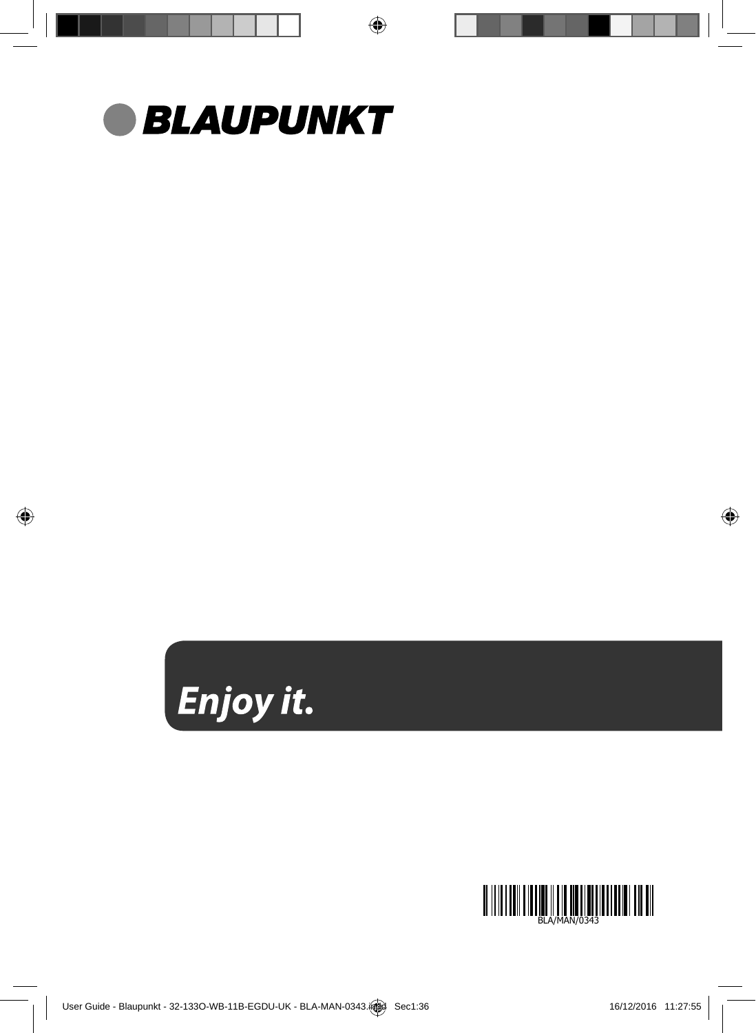BLAUPUNKT

Enjoy it.

BLA/MAN/0343